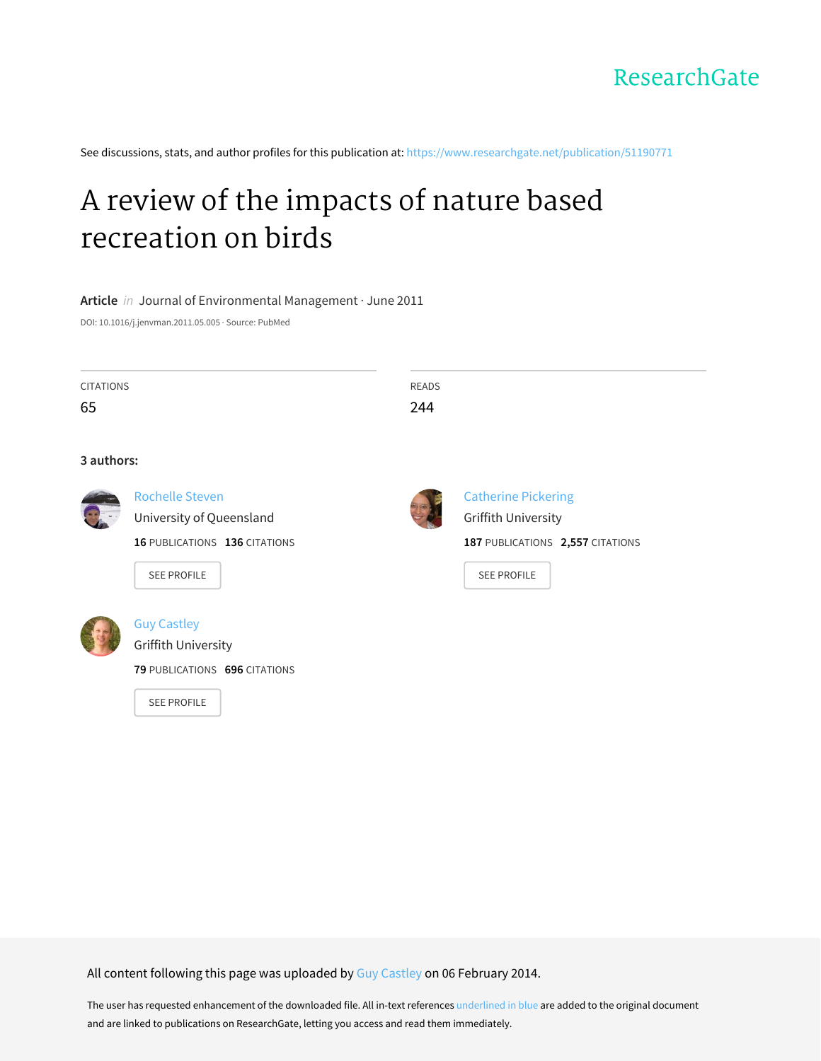ResearchGate

See discussions, stats, and author profiles for this publication at: https://www.researchgate.net/publication/51190771

# A review of the impacts of nature based recreation on birds

**Article** *in* Journal of Environmental Management · June 2011

DOI: 10.1016/j.jenvman.2011.05.005 · Source: PubMed

| CITATIONS | READS |
|---|---|
| 65 | 244 |

**3 authors:**

**Rochelle Steven**
University of Queensland
**16** PUBLICATIONS **136** CITATIONS
SEE PROFILE

**Catherine Pickering**
Griffith University
**187** PUBLICATIONS **2,557** CITATIONS
SEE PROFILE

**Guy Castley**
Griffith University
**79** PUBLICATIONS **696** CITATIONS
SEE PROFILE

All content following this page was uploaded by Guy Castley on 06 February 2014.

The user has requested enhancement of the downloaded file. All in-text references underlined in blue are added to the original document and are linked to publications on ResearchGate, letting you access and read them immediately.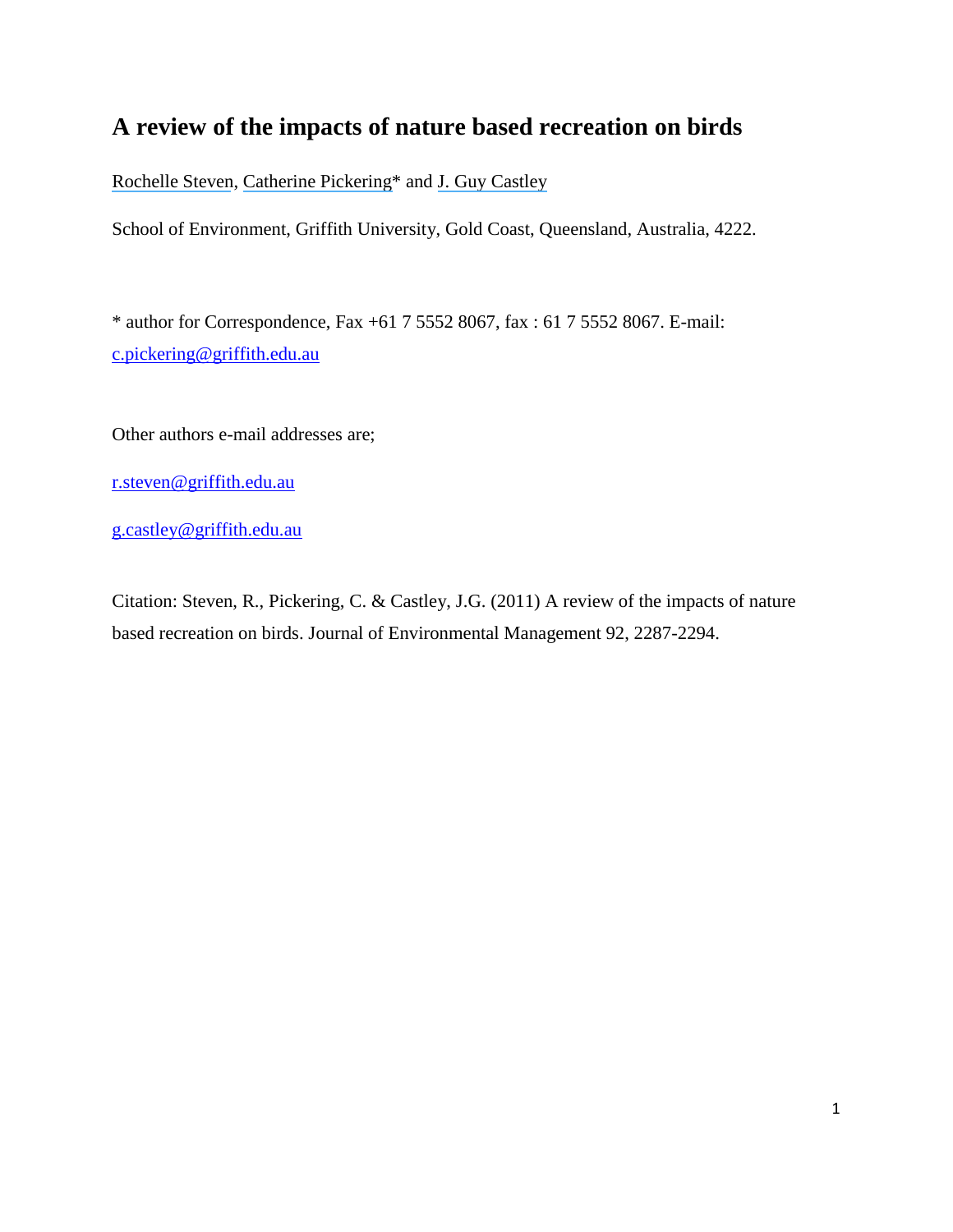# A review of the impacts of nature based recreation on birds

Rochelle Steven, Catherine Pickering* and J. Guy Castley

School of Environment, Griffith University, Gold Coast, Queensland, Australia, 4222.

* author for Correspondence, Fax +61 7 5552 8067, fax : 61 7 5552 8067. E-mail: c.pickering@griffith.edu.au

Other authors e-mail addresses are;

r.steven@griffith.edu.au

g.castley@griffith.edu.au

Citation: Steven, R., Pickering, C. & Castley, J.G. (2011) A review of the impacts of nature based recreation on birds. Journal of Environmental Management 92, 2287-2294.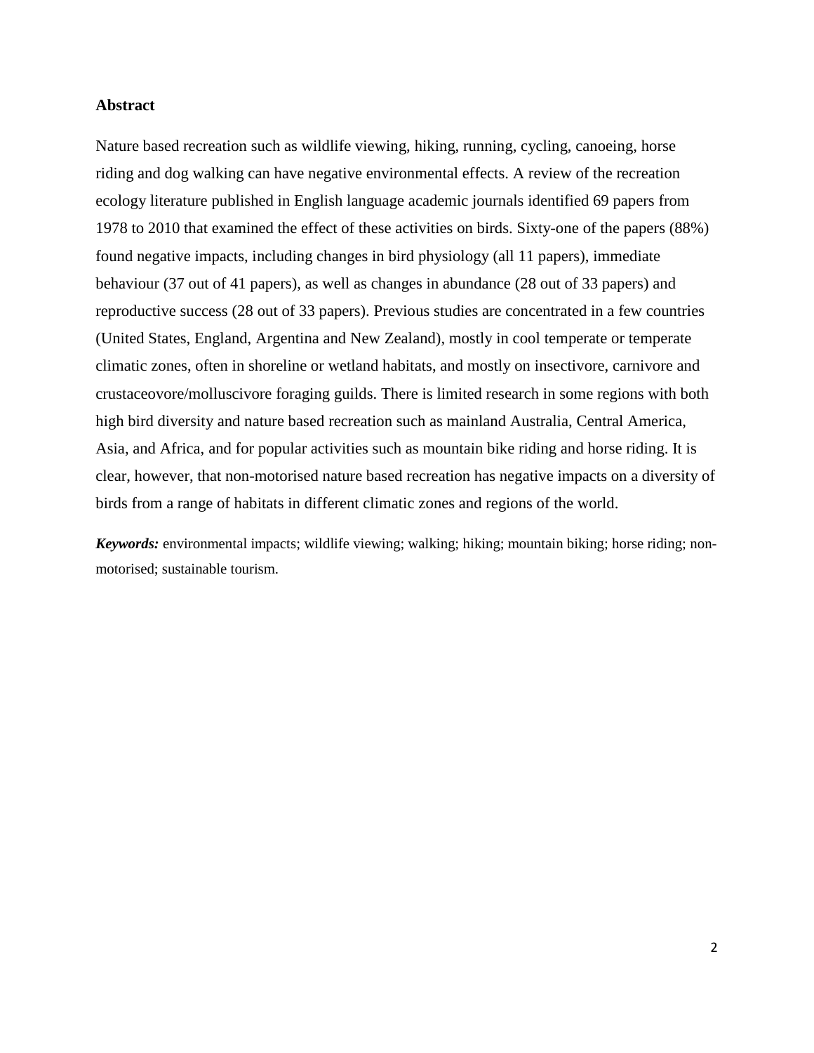## Abstract

Nature based recreation such as wildlife viewing, hiking, running, cycling, canoeing, horse riding and dog walking can have negative environmental effects. A review of the recreation ecology literature published in English language academic journals identified 69 papers from 1978 to 2010 that examined the effect of these activities on birds. Sixty-one of the papers (88%) found negative impacts, including changes in bird physiology (all 11 papers), immediate behaviour (37 out of 41 papers), as well as changes in abundance (28 out of 33 papers) and reproductive success (28 out of 33 papers). Previous studies are concentrated in a few countries (United States, England, Argentina and New Zealand), mostly in cool temperate or temperate climatic zones, often in shoreline or wetland habitats, and mostly on insectivore, carnivore and crustaceovore/molluscivore foraging guilds. There is limited research in some regions with both high bird diversity and nature based recreation such as mainland Australia, Central America, Asia, and Africa, and for popular activities such as mountain bike riding and horse riding. It is clear, however, that non-motorised nature based recreation has negative impacts on a diversity of birds from a range of habitats in different climatic zones and regions of the world.

***Keywords:*** environmental impacts; wildlife viewing; walking; hiking; mountain biking; horse riding; non-motorised; sustainable tourism.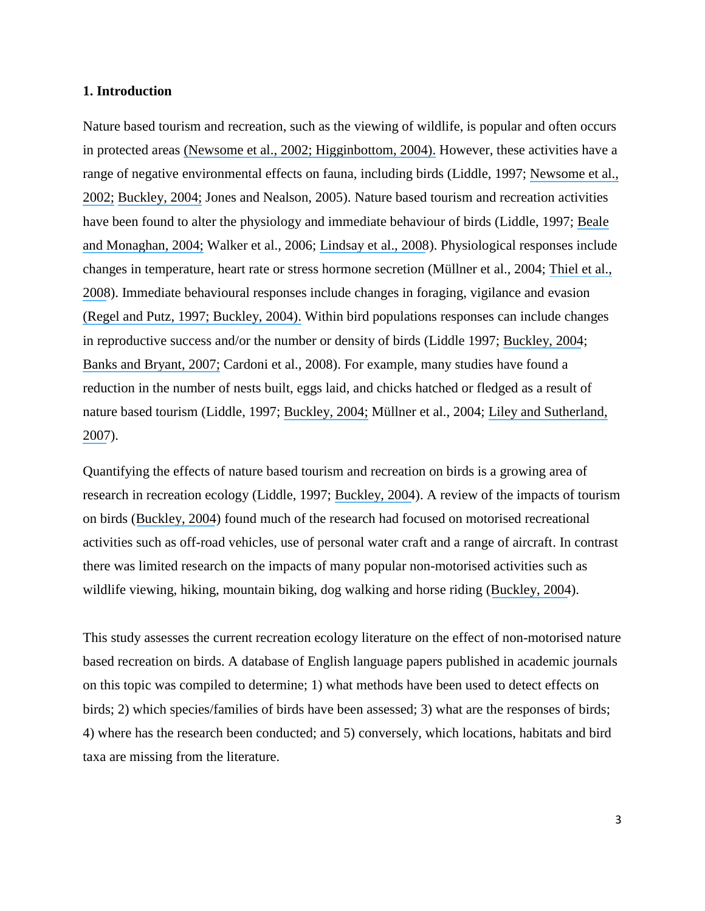## 1. Introduction

Nature based tourism and recreation, such as the viewing of wildlife, is popular and often occurs in protected areas (Newsome et al., 2002; Higginbottom, 2004). However, these activities have a range of negative environmental effects on fauna, including birds (Liddle, 1997; Newsome et al., 2002; Buckley, 2004; Jones and Nealson, 2005). Nature based tourism and recreation activities have been found to alter the physiology and immediate behaviour of birds (Liddle, 1997; Beale and Monaghan, 2004; Walker et al., 2006; Lindsay et al., 2008). Physiological responses include changes in temperature, heart rate or stress hormone secretion (Müllner et al., 2004; Thiel et al., 2008). Immediate behavioural responses include changes in foraging, vigilance and evasion (Regel and Putz, 1997; Buckley, 2004). Within bird populations responses can include changes in reproductive success and/or the number or density of birds (Liddle 1997; Buckley, 2004; Banks and Bryant, 2007; Cardoni et al., 2008). For example, many studies have found a reduction in the number of nests built, eggs laid, and chicks hatched or fledged as a result of nature based tourism (Liddle, 1997; Buckley, 2004; Müllner et al., 2004; Liley and Sutherland, 2007).

Quantifying the effects of nature based tourism and recreation on birds is a growing area of research in recreation ecology (Liddle, 1997; Buckley, 2004). A review of the impacts of tourism on birds (Buckley, 2004) found much of the research had focused on motorised recreational activities such as off-road vehicles, use of personal water craft and a range of aircraft. In contrast there was limited research on the impacts of many popular non-motorised activities such as wildlife viewing, hiking, mountain biking, dog walking and horse riding (Buckley, 2004).

This study assesses the current recreation ecology literature on the effect of non-motorised nature based recreation on birds. A database of English language papers published in academic journals on this topic was compiled to determine; 1) what methods have been used to detect effects on birds; 2) which species/families of birds have been assessed; 3) what are the responses of birds; 4) where has the research been conducted; and 5) conversely, which locations, habitats and bird taxa are missing from the literature.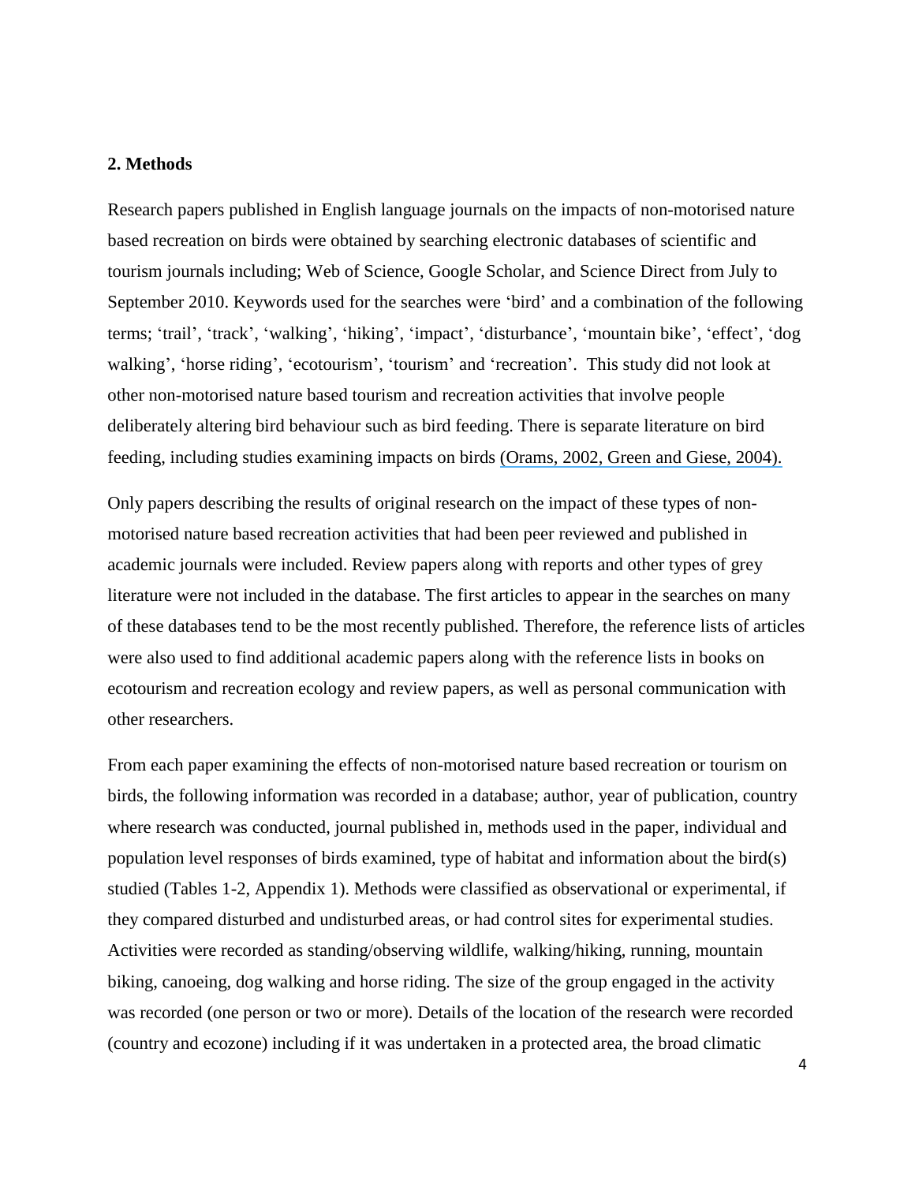## 2. Methods

Research papers published in English language journals on the impacts of non-motorised nature based recreation on birds were obtained by searching electronic databases of scientific and tourism journals including; Web of Science, Google Scholar, and Science Direct from July to September 2010. Keywords used for the searches were 'bird' and a combination of the following terms; 'trail', 'track', 'walking', 'hiking', 'impact', 'disturbance', 'mountain bike', 'effect', 'dog walking', 'horse riding', 'ecotourism', 'tourism' and 'recreation'. This study did not look at other non-motorised nature based tourism and recreation activities that involve people deliberately altering bird behaviour such as bird feeding. There is separate literature on bird feeding, including studies examining impacts on birds (Orams, 2002, Green and Giese, 2004).

Only papers describing the results of original research on the impact of these types of non-motorised nature based recreation activities that had been peer reviewed and published in academic journals were included. Review papers along with reports and other types of grey literature were not included in the database. The first articles to appear in the searches on many of these databases tend to be the most recently published. Therefore, the reference lists of articles were also used to find additional academic papers along with the reference lists in books on ecotourism and recreation ecology and review papers, as well as personal communication with other researchers.

From each paper examining the effects of non-motorised nature based recreation or tourism on birds, the following information was recorded in a database; author, year of publication, country where research was conducted, journal published in, methods used in the paper, individual and population level responses of birds examined, type of habitat and information about the bird(s) studied (Tables 1-2, Appendix 1). Methods were classified as observational or experimental, if they compared disturbed and undisturbed areas, or had control sites for experimental studies. Activities were recorded as standing/observing wildlife, walking/hiking, running, mountain biking, canoeing, dog walking and horse riding. The size of the group engaged in the activity was recorded (one person or two or more). Details of the location of the research were recorded (country and ecozone) including if it was undertaken in a protected area, the broad climatic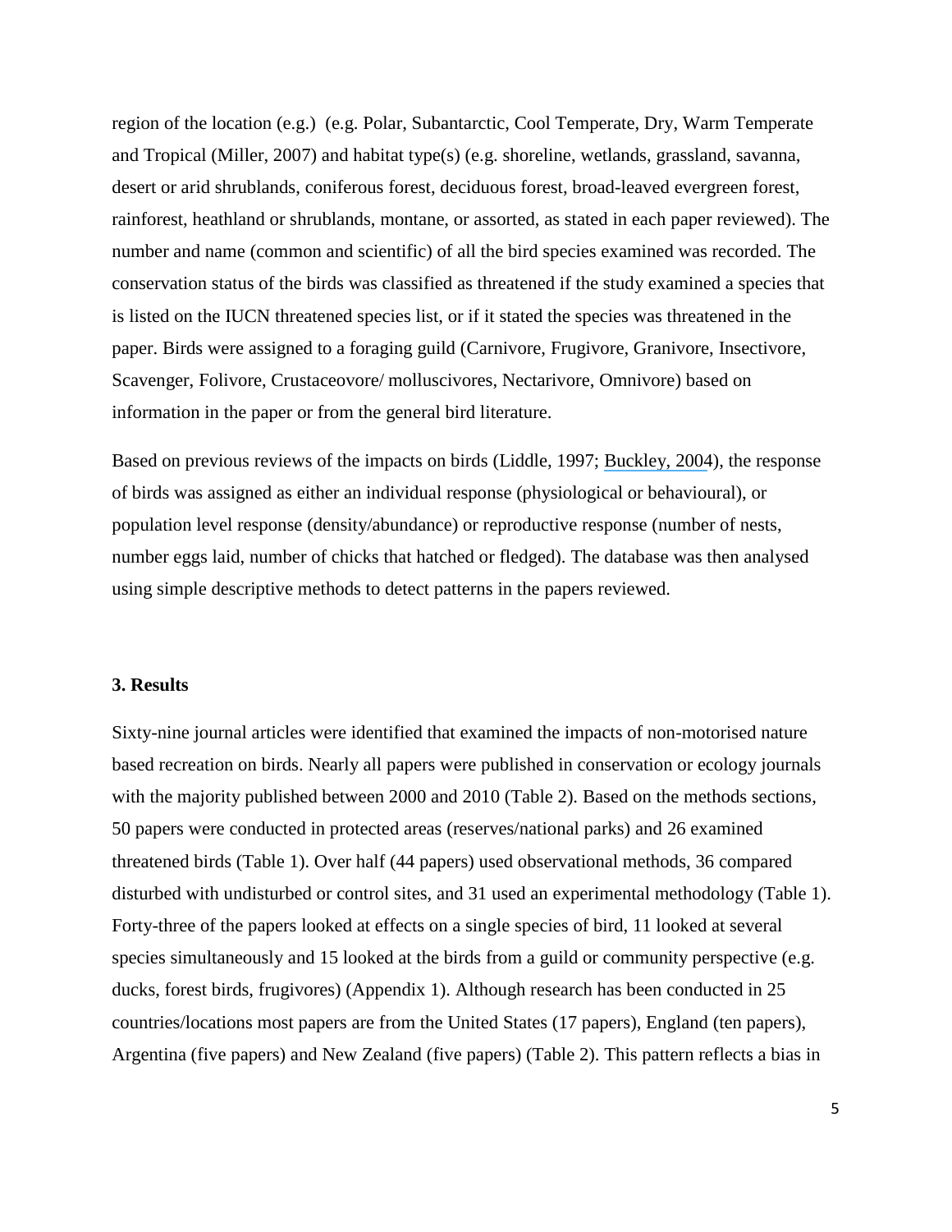region of the location (e.g.) (e.g. Polar, Subantarctic, Cool Temperate, Dry, Warm Temperate and Tropical (Miller, 2007) and habitat type(s) (e.g. shoreline, wetlands, grassland, savanna, desert or arid shrublands, coniferous forest, deciduous forest, broad-leaved evergreen forest, rainforest, heathland or shrublands, montane, or assorted, as stated in each paper reviewed). The number and name (common and scientific) of all the bird species examined was recorded. The conservation status of the birds was classified as threatened if the study examined a species that is listed on the IUCN threatened species list, or if it stated the species was threatened in the paper. Birds were assigned to a foraging guild (Carnivore, Frugivore, Granivore, Insectivore, Scavenger, Folivore, Crustaceovore/ molluscivores, Nectarivore, Omnivore) based on information in the paper or from the general bird literature.

Based on previous reviews of the impacts on birds (Liddle, 1997; Buckley, 2004), the response of birds was assigned as either an individual response (physiological or behavioural), or population level response (density/abundance) or reproductive response (number of nests, number eggs laid, number of chicks that hatched or fledged). The database was then analysed using simple descriptive methods to detect patterns in the papers reviewed.

## 3. Results

Sixty-nine journal articles were identified that examined the impacts of non-motorised nature based recreation on birds. Nearly all papers were published in conservation or ecology journals with the majority published between 2000 and 2010 (Table 2). Based on the methods sections, 50 papers were conducted in protected areas (reserves/national parks) and 26 examined threatened birds (Table 1). Over half (44 papers) used observational methods, 36 compared disturbed with undisturbed or control sites, and 31 used an experimental methodology (Table 1). Forty-three of the papers looked at effects on a single species of bird, 11 looked at several species simultaneously and 15 looked at the birds from a guild or community perspective (e.g. ducks, forest birds, frugivores) (Appendix 1). Although research has been conducted in 25 countries/locations most papers are from the United States (17 papers), England (ten papers), Argentina (five papers) and New Zealand (five papers) (Table 2). This pattern reflects a bias in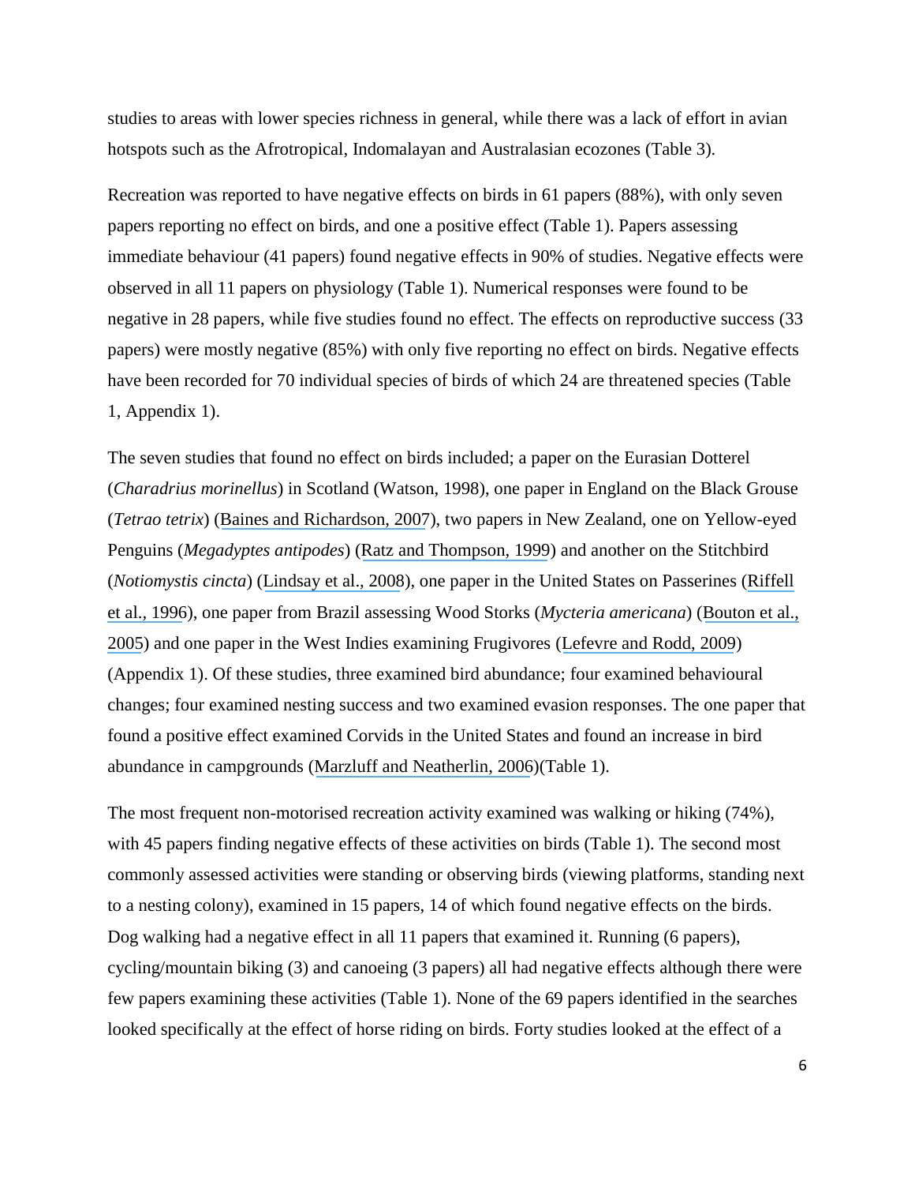studies to areas with lower species richness in general, while there was a lack of effort in avian hotspots such as the Afrotropical, Indomalayan and Australasian ecozones (Table 3).

Recreation was reported to have negative effects on birds in 61 papers (88%), with only seven papers reporting no effect on birds, and one a positive effect (Table 1). Papers assessing immediate behaviour (41 papers) found negative effects in 90% of studies. Negative effects were observed in all 11 papers on physiology (Table 1). Numerical responses were found to be negative in 28 papers, while five studies found no effect. The effects on reproductive success (33 papers) were mostly negative (85%) with only five reporting no effect on birds. Negative effects have been recorded for 70 individual species of birds of which 24 are threatened species (Table 1, Appendix 1).

The seven studies that found no effect on birds included; a paper on the Eurasian Dotterel (*Charadrius morinellus*) in Scotland (Watson, 1998), one paper in England on the Black Grouse (*Tetrao tetrix*) (Baines and Richardson, 2007), two papers in New Zealand, one on Yellow-eyed Penguins (*Megadyptes antipodes*) (Ratz and Thompson, 1999) and another on the Stitchbird (*Notiomystis cincta*) (Lindsay et al., 2008), one paper in the United States on Passerines (Riffell et al., 1996), one paper from Brazil assessing Wood Storks (*Mycteria americana*) (Bouton et al., 2005) and one paper in the West Indies examining Frugivores (Lefevre and Rodd, 2009) (Appendix 1). Of these studies, three examined bird abundance; four examined behavioural changes; four examined nesting success and two examined evasion responses. The one paper that found a positive effect examined Corvids in the United States and found an increase in bird abundance in campgrounds (Marzluff and Neatherlin, 2006)(Table 1).

The most frequent non-motorised recreation activity examined was walking or hiking (74%), with 45 papers finding negative effects of these activities on birds (Table 1). The second most commonly assessed activities were standing or observing birds (viewing platforms, standing next to a nesting colony), examined in 15 papers, 14 of which found negative effects on the birds. Dog walking had a negative effect in all 11 papers that examined it. Running (6 papers), cycling/mountain biking (3) and canoeing (3 papers) all had negative effects although there were few papers examining these activities (Table 1). None of the 69 papers identified in the searches looked specifically at the effect of horse riding on birds. Forty studies looked at the effect of a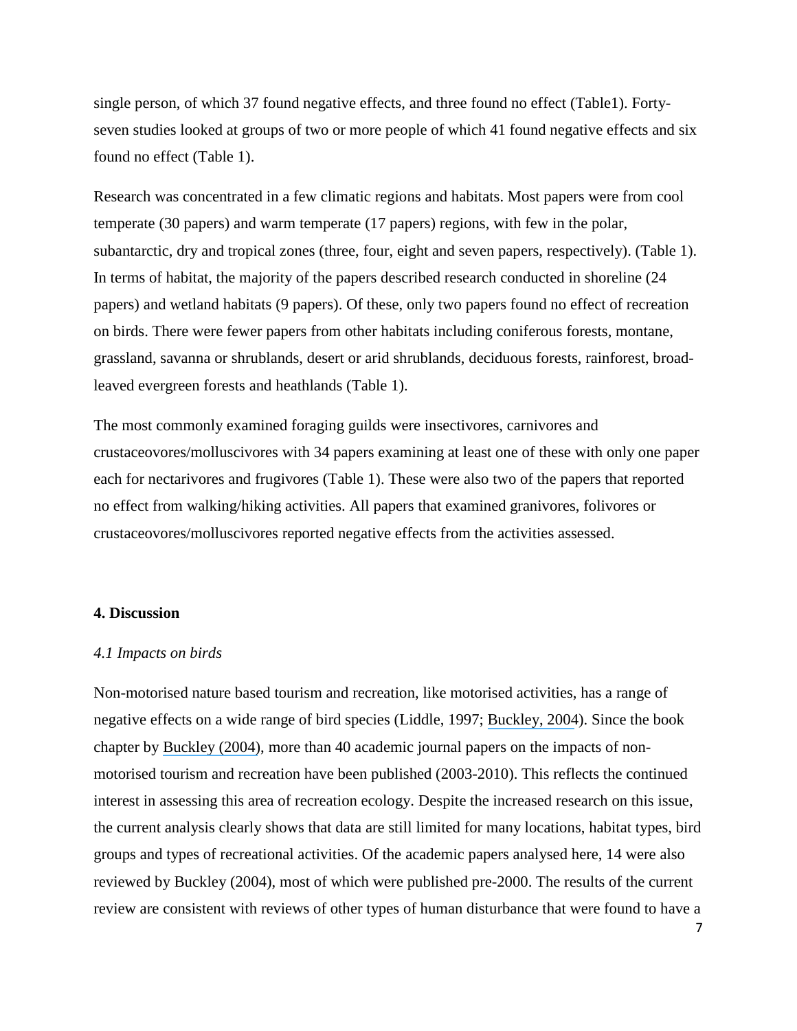single person, of which 37 found negative effects, and three found no effect (Table1). Forty-seven studies looked at groups of two or more people of which 41 found negative effects and six found no effect (Table 1).

Research was concentrated in a few climatic regions and habitats. Most papers were from cool temperate (30 papers) and warm temperate (17 papers) regions, with few in the polar, subantarctic, dry and tropical zones (three, four, eight and seven papers, respectively). (Table 1). In terms of habitat, the majority of the papers described research conducted in shoreline (24 papers) and wetland habitats (9 papers). Of these, only two papers found no effect of recreation on birds. There were fewer papers from other habitats including coniferous forests, montane, grassland, savanna or shrublands, desert or arid shrublands, deciduous forests, rainforest, broad-leaved evergreen forests and heathlands (Table 1).

The most commonly examined foraging guilds were insectivores, carnivores and crustaceovores/molluscivores with 34 papers examining at least one of these with only one paper each for nectarivores and frugivores (Table 1). These were also two of the papers that reported no effect from walking/hiking activities. All papers that examined granivores, folivores or crustaceovores/molluscivores reported negative effects from the activities assessed.

## 4. Discussion

### *4.1 Impacts on birds*

Non-motorised nature based tourism and recreation, like motorised activities, has a range of negative effects on a wide range of bird species (Liddle, 1997; Buckley, 2004). Since the book chapter by Buckley (2004), more than 40 academic journal papers on the impacts of non-motorised tourism and recreation have been published (2003-2010). This reflects the continued interest in assessing this area of recreation ecology. Despite the increased research on this issue, the current analysis clearly shows that data are still limited for many locations, habitat types, bird groups and types of recreational activities. Of the academic papers analysed here, 14 were also reviewed by Buckley (2004), most of which were published pre-2000. The results of the current review are consistent with reviews of other types of human disturbance that were found to have a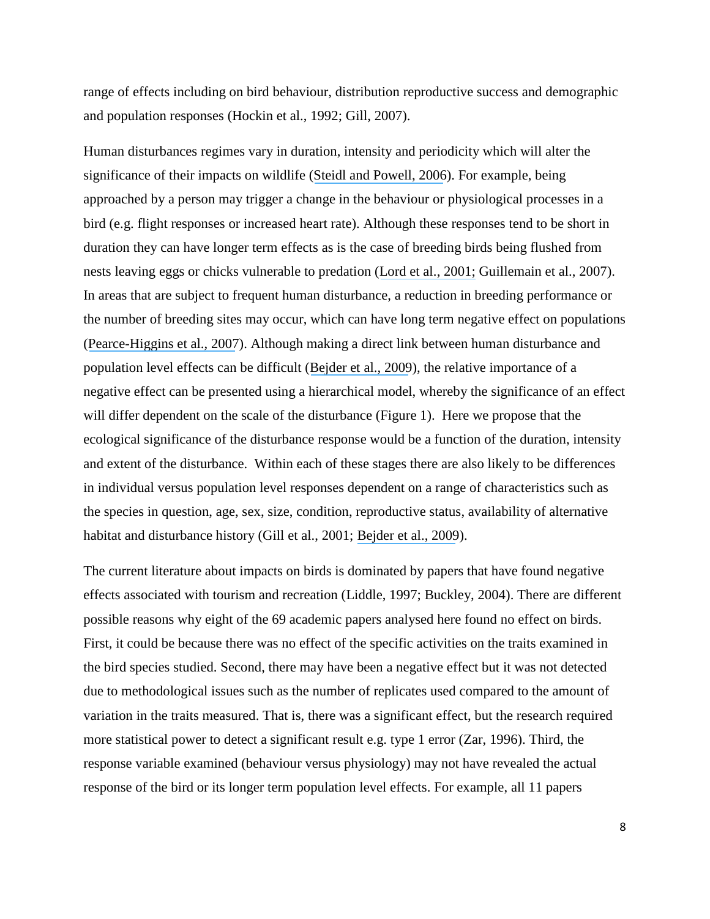range of effects including on bird behaviour, distribution reproductive success and demographic and population responses (Hockin et al., 1992; Gill, 2007).

Human disturbances regimes vary in duration, intensity and periodicity which will alter the significance of their impacts on wildlife (Steidl and Powell, 2006). For example, being approached by a person may trigger a change in the behaviour or physiological processes in a bird (e.g. flight responses or increased heart rate). Although these responses tend to be short in duration they can have longer term effects as is the case of breeding birds being flushed from nests leaving eggs or chicks vulnerable to predation (Lord et al., 2001; Guillemain et al., 2007). In areas that are subject to frequent human disturbance, a reduction in breeding performance or the number of breeding sites may occur, which can have long term negative effect on populations (Pearce-Higgins et al., 2007). Although making a direct link between human disturbance and population level effects can be difficult (Bejder et al., 2009), the relative importance of a negative effect can be presented using a hierarchical model, whereby the significance of an effect will differ dependent on the scale of the disturbance (Figure 1). Here we propose that the ecological significance of the disturbance response would be a function of the duration, intensity and extent of the disturbance. Within each of these stages there are also likely to be differences in individual versus population level responses dependent on a range of characteristics such as the species in question, age, sex, size, condition, reproductive status, availability of alternative habitat and disturbance history (Gill et al., 2001; Bejder et al., 2009).

The current literature about impacts on birds is dominated by papers that have found negative effects associated with tourism and recreation (Liddle, 1997; Buckley, 2004). There are different possible reasons why eight of the 69 academic papers analysed here found no effect on birds. First, it could be because there was no effect of the specific activities on the traits examined in the bird species studied. Second, there may have been a negative effect but it was not detected due to methodological issues such as the number of replicates used compared to the amount of variation in the traits measured. That is, there was a significant effect, but the research required more statistical power to detect a significant result e.g. type 1 error (Zar, 1996). Third, the response variable examined (behaviour versus physiology) may not have revealed the actual response of the bird or its longer term population level effects. For example, all 11 papers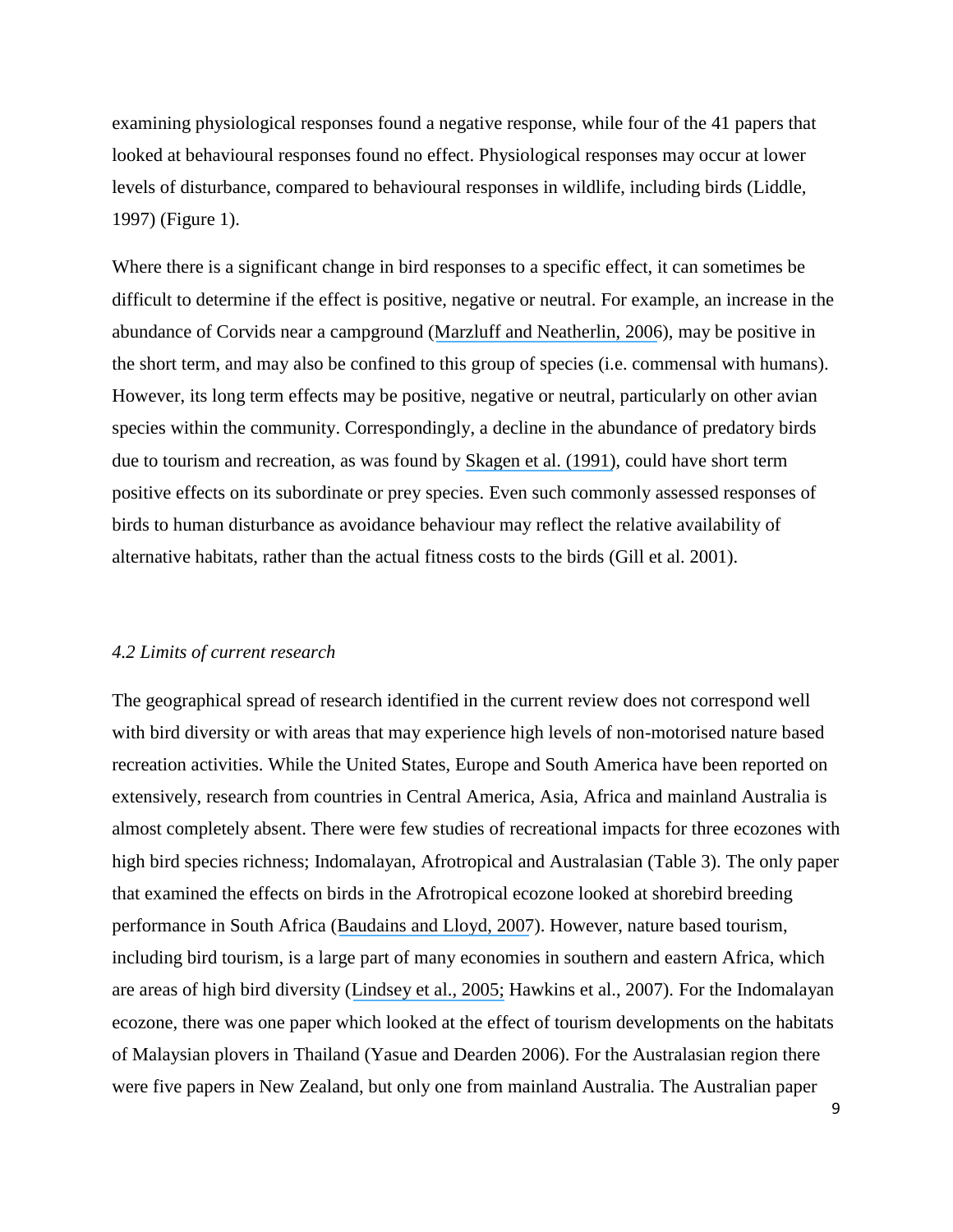examining physiological responses found a negative response, while four of the 41 papers that looked at behavioural responses found no effect. Physiological responses may occur at lower levels of disturbance, compared to behavioural responses in wildlife, including birds (Liddle, 1997) (Figure 1).

Where there is a significant change in bird responses to a specific effect, it can sometimes be difficult to determine if the effect is positive, negative or neutral. For example, an increase in the abundance of Corvids near a campground (Marzluff and Neatherlin, 2006), may be positive in the short term, and may also be confined to this group of species (i.e. commensal with humans). However, its long term effects may be positive, negative or neutral, particularly on other avian species within the community. Correspondingly, a decline in the abundance of predatory birds due to tourism and recreation, as was found by Skagen et al. (1991), could have short term positive effects on its subordinate or prey species. Even such commonly assessed responses of birds to human disturbance as avoidance behaviour may reflect the relative availability of alternative habitats, rather than the actual fitness costs to the birds (Gill et al. 2001).

### *4.2 Limits of current research*

The geographical spread of research identified in the current review does not correspond well with bird diversity or with areas that may experience high levels of non-motorised nature based recreation activities. While the United States, Europe and South America have been reported on extensively, research from countries in Central America, Asia, Africa and mainland Australia is almost completely absent. There were few studies of recreational impacts for three ecozones with high bird species richness; Indomalayan, Afrotropical and Australasian (Table 3). The only paper that examined the effects on birds in the Afrotropical ecozone looked at shorebird breeding performance in South Africa (Baudains and Lloyd, 2007). However, nature based tourism, including bird tourism, is a large part of many economies in southern and eastern Africa, which are areas of high bird diversity (Lindsey et al., 2005; Hawkins et al., 2007). For the Indomalayan ecozone, there was one paper which looked at the effect of tourism developments on the habitats of Malaysian plovers in Thailand (Yasue and Dearden 2006). For the Australasian region there were five papers in New Zealand, but only one from mainland Australia. The Australian paper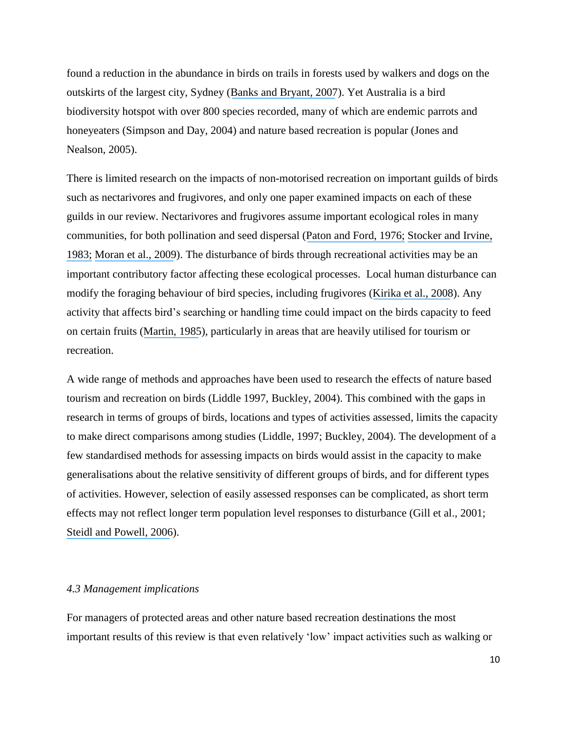found a reduction in the abundance in birds on trails in forests used by walkers and dogs on the outskirts of the largest city, Sydney (Banks and Bryant, 2007). Yet Australia is a bird biodiversity hotspot with over 800 species recorded, many of which are endemic parrots and honeyeaters (Simpson and Day, 2004) and nature based recreation is popular (Jones and Nealson, 2005).

There is limited research on the impacts of non-motorised recreation on important guilds of birds such as nectarivores and frugivores, and only one paper examined impacts on each of these guilds in our review. Nectarivores and frugivores assume important ecological roles in many communities, for both pollination and seed dispersal (Paton and Ford, 1976; Stocker and Irvine, 1983; Moran et al., 2009). The disturbance of birds through recreational activities may be an important contributory factor affecting these ecological processes. Local human disturbance can modify the foraging behaviour of bird species, including frugivores (Kirika et al., 2008). Any activity that affects bird's searching or handling time could impact on the birds capacity to feed on certain fruits (Martin, 1985), particularly in areas that are heavily utilised for tourism or recreation.

A wide range of methods and approaches have been used to research the effects of nature based tourism and recreation on birds (Liddle 1997, Buckley, 2004). This combined with the gaps in research in terms of groups of birds, locations and types of activities assessed, limits the capacity to make direct comparisons among studies (Liddle, 1997; Buckley, 2004). The development of a few standardised methods for assessing impacts on birds would assist in the capacity to make generalisations about the relative sensitivity of different groups of birds, and for different types of activities. However, selection of easily assessed responses can be complicated, as short term effects may not reflect longer term population level responses to disturbance (Gill et al., 2001; Steidl and Powell, 2006).

### *4.3 Management implications*

For managers of protected areas and other nature based recreation destinations the most important results of this review is that even relatively 'low' impact activities such as walking or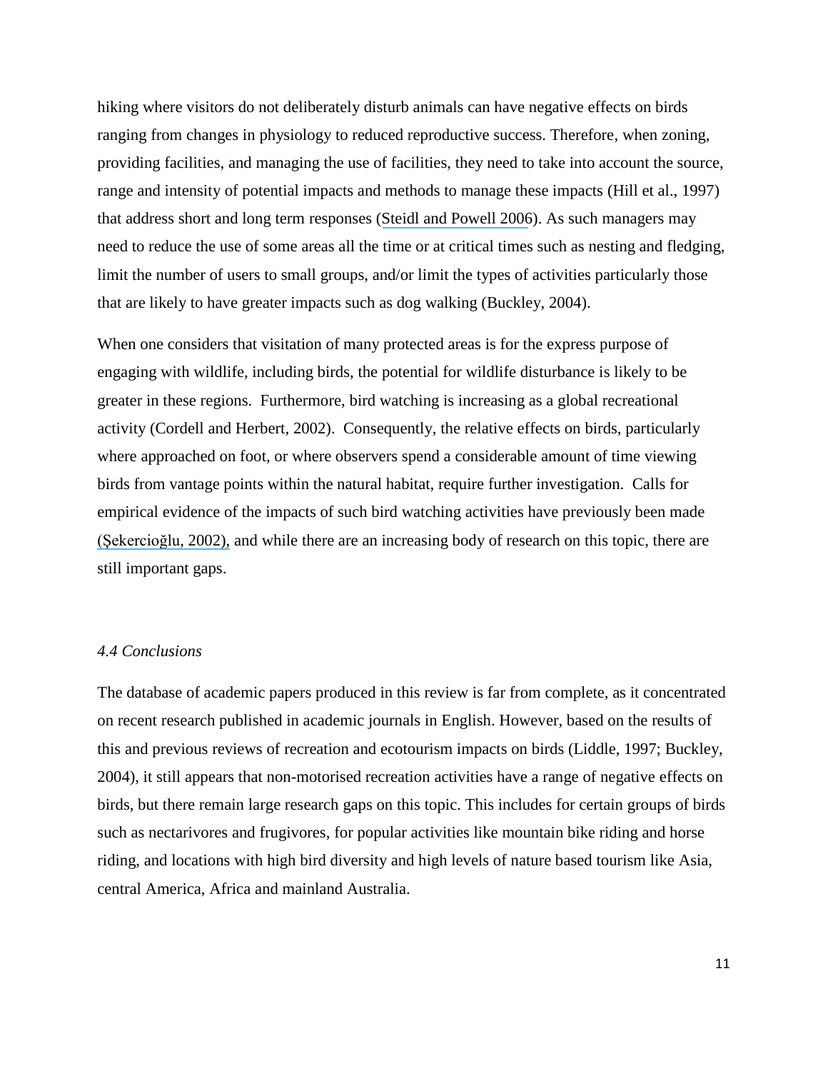hiking where visitors do not deliberately disturb animals can have negative effects on birds ranging from changes in physiology to reduced reproductive success. Therefore, when zoning, providing facilities, and managing the use of facilities, they need to take into account the source, range and intensity of potential impacts and methods to manage these impacts (Hill et al., 1997) that address short and long term responses (Steidl and Powell 2006). As such managers may need to reduce the use of some areas all the time or at critical times such as nesting and fledging, limit the number of users to small groups, and/or limit the types of activities particularly those that are likely to have greater impacts such as dog walking (Buckley, 2004).

When one considers that visitation of many protected areas is for the express purpose of engaging with wildlife, including birds, the potential for wildlife disturbance is likely to be greater in these regions. Furthermore, bird watching is increasing as a global recreational activity (Cordell and Herbert, 2002). Consequently, the relative effects on birds, particularly where approached on foot, or where observers spend a considerable amount of time viewing birds from vantage points within the natural habitat, require further investigation. Calls for empirical evidence of the impacts of such bird watching activities have previously been made (Şekercioğlu, 2002), and while there are an increasing body of research on this topic, there are still important gaps.

### *4.4 Conclusions*

The database of academic papers produced in this review is far from complete, as it concentrated on recent research published in academic journals in English. However, based on the results of this and previous reviews of recreation and ecotourism impacts on birds (Liddle, 1997; Buckley, 2004), it still appears that non-motorised recreation activities have a range of negative effects on birds, but there remain large research gaps on this topic. This includes for certain groups of birds such as nectarivores and frugivores, for popular activities like mountain bike riding and horse riding, and locations with high bird diversity and high levels of nature based tourism like Asia, central America, Africa and mainland Australia.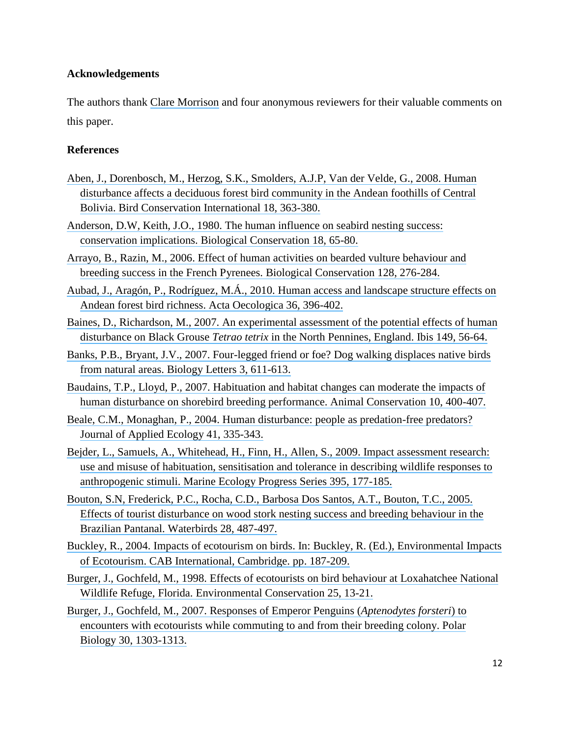## Acknowledgements

The authors thank Clare Morrison and four anonymous reviewers for their valuable comments on this paper.

## References

Aben, J., Dorenbosch, M., Herzog, S.K., Smolders, A.J.P, Van der Velde, G., 2008. Human disturbance affects a deciduous forest bird community in the Andean foothills of Central Bolivia. Bird Conservation International 18, 363-380.

Anderson, D.W, Keith, J.O., 1980. The human influence on seabird nesting success: conservation implications. Biological Conservation 18, 65-80.

Arrayo, B., Razin, M., 2006. Effect of human activities on bearded vulture behaviour and breeding success in the French Pyrenees. Biological Conservation 128, 276-284.

Aubad, J., Aragón, P., Rodríguez, M.Á., 2010. Human access and landscape structure effects on Andean forest bird richness. Acta Oecologica 36, 396-402.

Baines, D., Richardson, M., 2007. An experimental assessment of the potential effects of human disturbance on Black Grouse *Tetrao tetrix* in the North Pennines, England. Ibis 149, 56-64.

Banks, P.B., Bryant, J.V., 2007. Four-legged friend or foe? Dog walking displaces native birds from natural areas. Biology Letters 3, 611-613.

Baudains, T.P., Lloyd, P., 2007. Habituation and habitat changes can moderate the impacts of human disturbance on shorebird breeding performance. Animal Conservation 10, 400-407.

Beale, C.M., Monaghan, P., 2004. Human disturbance: people as predation-free predators? Journal of Applied Ecology 41, 335-343.

Bejder, L., Samuels, A., Whitehead, H., Finn, H., Allen, S., 2009. Impact assessment research: use and misuse of habituation, sensitisation and tolerance in describing wildlife responses to anthropogenic stimuli. Marine Ecology Progress Series 395, 177-185.

Bouton, S.N, Frederick, P.C., Rocha, C.D., Barbosa Dos Santos, A.T., Bouton, T.C., 2005. Effects of tourist disturbance on wood stork nesting success and breeding behaviour in the Brazilian Pantanal. Waterbirds 28, 487-497.

Buckley, R., 2004. Impacts of ecotourism on birds. In: Buckley, R. (Ed.), Environmental Impacts of Ecotourism. CAB International, Cambridge. pp. 187-209.

Burger, J., Gochfeld, M., 1998. Effects of ecotourists on bird behaviour at Loxahatchee National Wildlife Refuge, Florida. Environmental Conservation 25, 13-21.

Burger, J., Gochfeld, M., 2007. Responses of Emperor Penguins (*Aptenodytes forsteri*) to encounters with ecotourists while commuting to and from their breeding colony. Polar Biology 30, 1303-1313.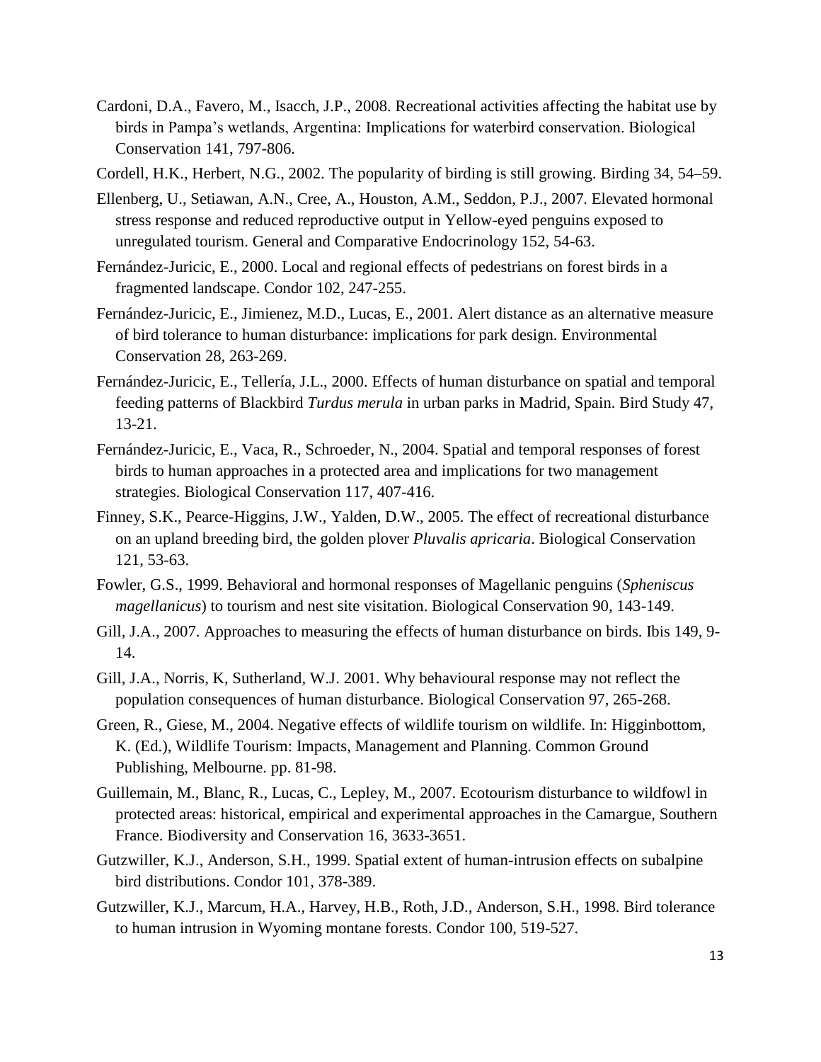Cardoni, D.A., Favero, M., Isacch, J.P., 2008. Recreational activities affecting the habitat use by birds in Pampa's wetlands, Argentina: Implications for waterbird conservation. Biological Conservation 141, 797-806.

Cordell, H.K., Herbert, N.G., 2002. The popularity of birding is still growing. Birding 34, 54–59.

Ellenberg, U., Setiawan, A.N., Cree, A., Houston, A.M., Seddon, P.J., 2007. Elevated hormonal stress response and reduced reproductive output in Yellow-eyed penguins exposed to unregulated tourism. General and Comparative Endocrinology 152, 54-63.

Fernández-Juricic, E., 2000. Local and regional effects of pedestrians on forest birds in a fragmented landscape. Condor 102, 247-255.

Fernández-Juricic, E., Jimienez, M.D., Lucas, E., 2001. Alert distance as an alternative measure of bird tolerance to human disturbance: implications for park design. Environmental Conservation 28, 263-269.

Fernández-Juricic, E., Tellería, J.L., 2000. Effects of human disturbance on spatial and temporal feeding patterns of Blackbird *Turdus merula* in urban parks in Madrid, Spain. Bird Study 47, 13-21.

Fernández-Juricic, E., Vaca, R., Schroeder, N., 2004. Spatial and temporal responses of forest birds to human approaches in a protected area and implications for two management strategies. Biological Conservation 117, 407-416.

Finney, S.K., Pearce-Higgins, J.W., Yalden, D.W., 2005. The effect of recreational disturbance on an upland breeding bird, the golden plover *Pluvalis apricaria*. Biological Conservation 121, 53-63.

Fowler, G.S., 1999. Behavioral and hormonal responses of Magellanic penguins (*Spheniscus magellanicus*) to tourism and nest site visitation. Biological Conservation 90, 143-149.

Gill, J.A., 2007. Approaches to measuring the effects of human disturbance on birds. Ibis 149, 9-14.

Gill, J.A., Norris, K, Sutherland, W.J. 2001. Why behavioural response may not reflect the population consequences of human disturbance. Biological Conservation 97, 265-268.

Green, R., Giese, M., 2004. Negative effects of wildlife tourism on wildlife. In: Higginbottom, K. (Ed.), Wildlife Tourism: Impacts, Management and Planning. Common Ground Publishing, Melbourne. pp. 81-98.

Guillemain, M., Blanc, R., Lucas, C., Lepley, M., 2007. Ecotourism disturbance to wildfowl in protected areas: historical, empirical and experimental approaches in the Camargue, Southern France. Biodiversity and Conservation 16, 3633-3651.

Gutzwiller, K.J., Anderson, S.H., 1999. Spatial extent of human-intrusion effects on subalpine bird distributions. Condor 101, 378-389.

Gutzwiller, K.J., Marcum, H.A., Harvey, H.B., Roth, J.D., Anderson, S.H., 1998. Bird tolerance to human intrusion in Wyoming montane forests. Condor 100, 519-527.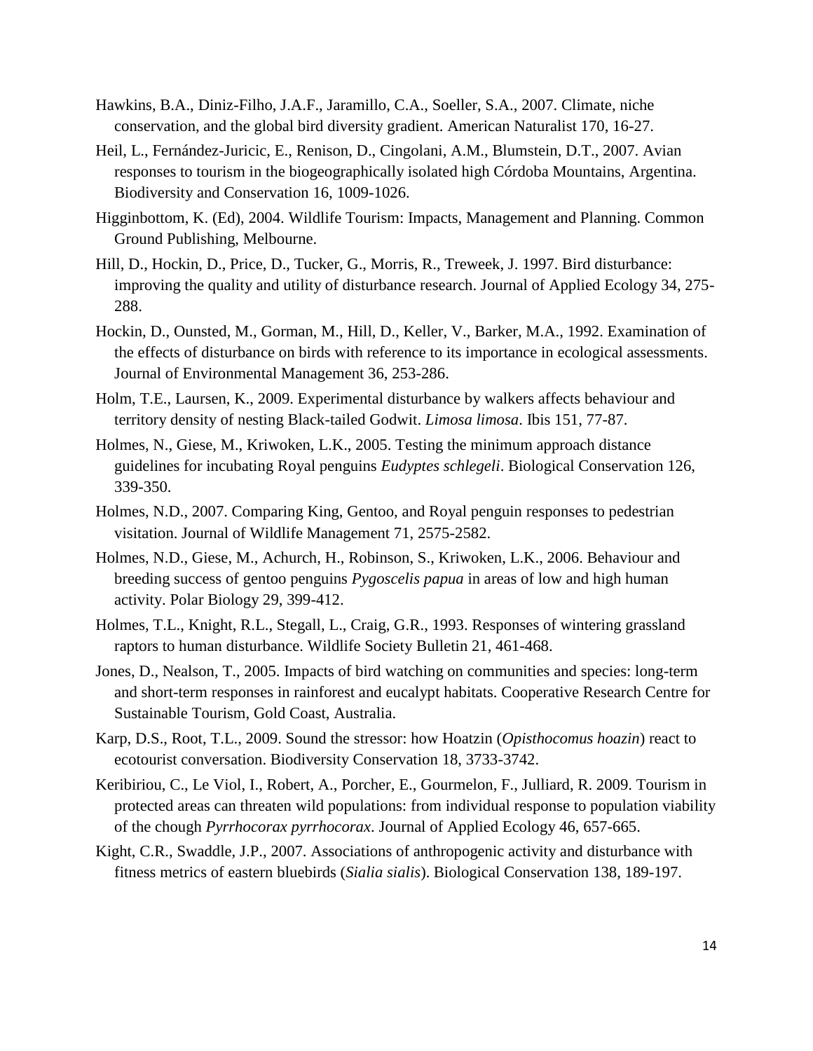Hawkins, B.A., Diniz-Filho, J.A.F., Jaramillo, C.A., Soeller, S.A., 2007. Climate, niche conservation, and the global bird diversity gradient. American Naturalist 170, 16-27.

Heil, L., Fernández-Juricic, E., Renison, D., Cingolani, A.M., Blumstein, D.T., 2007. Avian responses to tourism in the biogeographically isolated high Córdoba Mountains, Argentina. Biodiversity and Conservation 16, 1009-1026.

Higginbottom, K. (Ed), 2004. Wildlife Tourism: Impacts, Management and Planning. Common Ground Publishing, Melbourne.

Hill, D., Hockin, D., Price, D., Tucker, G., Morris, R., Treweek, J. 1997. Bird disturbance: improving the quality and utility of disturbance research. Journal of Applied Ecology 34, 275-288.

Hockin, D., Ounsted, M., Gorman, M., Hill, D., Keller, V., Barker, M.A., 1992. Examination of the effects of disturbance on birds with reference to its importance in ecological assessments. Journal of Environmental Management 36, 253-286.

Holm, T.E., Laursen, K., 2009. Experimental disturbance by walkers affects behaviour and territory density of nesting Black-tailed Godwit. *Limosa limosa*. Ibis 151, 77-87.

Holmes, N., Giese, M., Kriwoken, L.K., 2005. Testing the minimum approach distance guidelines for incubating Royal penguins *Eudyptes schlegeli*. Biological Conservation 126, 339-350.

Holmes, N.D., 2007. Comparing King, Gentoo, and Royal penguin responses to pedestrian visitation. Journal of Wildlife Management 71, 2575-2582.

Holmes, N.D., Giese, M., Achurch, H., Robinson, S., Kriwoken, L.K., 2006. Behaviour and breeding success of gentoo penguins *Pygoscelis papua* in areas of low and high human activity. Polar Biology 29, 399-412.

Holmes, T.L., Knight, R.L., Stegall, L., Craig, G.R., 1993. Responses of wintering grassland raptors to human disturbance. Wildlife Society Bulletin 21, 461-468.

Jones, D., Nealson, T., 2005. Impacts of bird watching on communities and species: long-term and short-term responses in rainforest and eucalypt habitats. Cooperative Research Centre for Sustainable Tourism, Gold Coast, Australia.

Karp, D.S., Root, T.L., 2009. Sound the stressor: how Hoatzin (*Opisthocomus hoazin*) react to ecotourist conversation. Biodiversity Conservation 18, 3733-3742.

Keribiriou, C., Le Viol, I., Robert, A., Porcher, E., Gourmelon, F., Julliard, R. 2009. Tourism in protected areas can threaten wild populations: from individual response to population viability of the chough *Pyrrhocorax pyrrhocorax*. Journal of Applied Ecology 46, 657-665.

Kight, C.R., Swaddle, J.P., 2007. Associations of anthropogenic activity and disturbance with fitness metrics of eastern bluebirds (*Sialia sialis*). Biological Conservation 138, 189-197.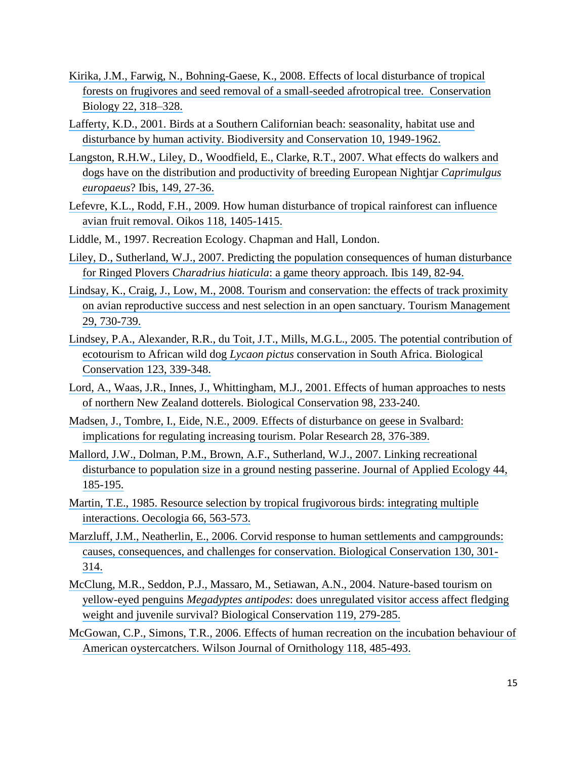Kirika, J.M., Farwig, N., Bohning-Gaese, K., 2008. Effects of local disturbance of tropical forests on frugivores and seed removal of a small-seeded afrotropical tree. Conservation Biology 22, 318–328.

Lafferty, K.D., 2001. Birds at a Southern Californian beach: seasonality, habitat use and disturbance by human activity. Biodiversity and Conservation 10, 1949-1962.

Langston, R.H.W., Liley, D., Woodfield, E., Clarke, R.T., 2007. What effects do walkers and dogs have on the distribution and productivity of breeding European Nightjar *Caprimulgus europaeus*? Ibis, 149, 27-36.

Lefevre, K.L., Rodd, F.H., 2009. How human disturbance of tropical rainforest can influence avian fruit removal. Oikos 118, 1405-1415.

Liddle, M., 1997. Recreation Ecology. Chapman and Hall, London.

Liley, D., Sutherland, W.J., 2007. Predicting the population consequences of human disturbance for Ringed Plovers *Charadrius hiaticula*: a game theory approach. Ibis 149, 82-94.

Lindsay, K., Craig, J., Low, M., 2008. Tourism and conservation: the effects of track proximity on avian reproductive success and nest selection in an open sanctuary. Tourism Management 29, 730-739.

Lindsey, P.A., Alexander, R.R., du Toit, J.T., Mills, M.G.L., 2005. The potential contribution of ecotourism to African wild dog *Lycaon pictus* conservation in South Africa. Biological Conservation 123, 339-348.

Lord, A., Waas, J.R., Innes, J., Whittingham, M.J., 2001. Effects of human approaches to nests of northern New Zealand dotterels. Biological Conservation 98, 233-240.

Madsen, J., Tombre, I., Eide, N.E., 2009. Effects of disturbance on geese in Svalbard: implications for regulating increasing tourism. Polar Research 28, 376-389.

Mallord, J.W., Dolman, P.M., Brown, A.F., Sutherland, W.J., 2007. Linking recreational disturbance to population size in a ground nesting passerine. Journal of Applied Ecology 44, 185-195.

Martin, T.E., 1985. Resource selection by tropical frugivorous birds: integrating multiple interactions. Oecologia 66, 563-573.

Marzluff, J.M., Neatherlin, E., 2006. Corvid response to human settlements and campgrounds: causes, consequences, and challenges for conservation. Biological Conservation 130, 301-314.

McClung, M.R., Seddon, P.J., Massaro, M., Setiawan, A.N., 2004. Nature-based tourism on yellow-eyed penguins *Megadyptes antipodes*: does unregulated visitor access affect fledging weight and juvenile survival? Biological Conservation 119, 279-285.

McGowan, C.P., Simons, T.R., 2006. Effects of human recreation on the incubation behaviour of American oystercatchers. Wilson Journal of Ornithology 118, 485-493.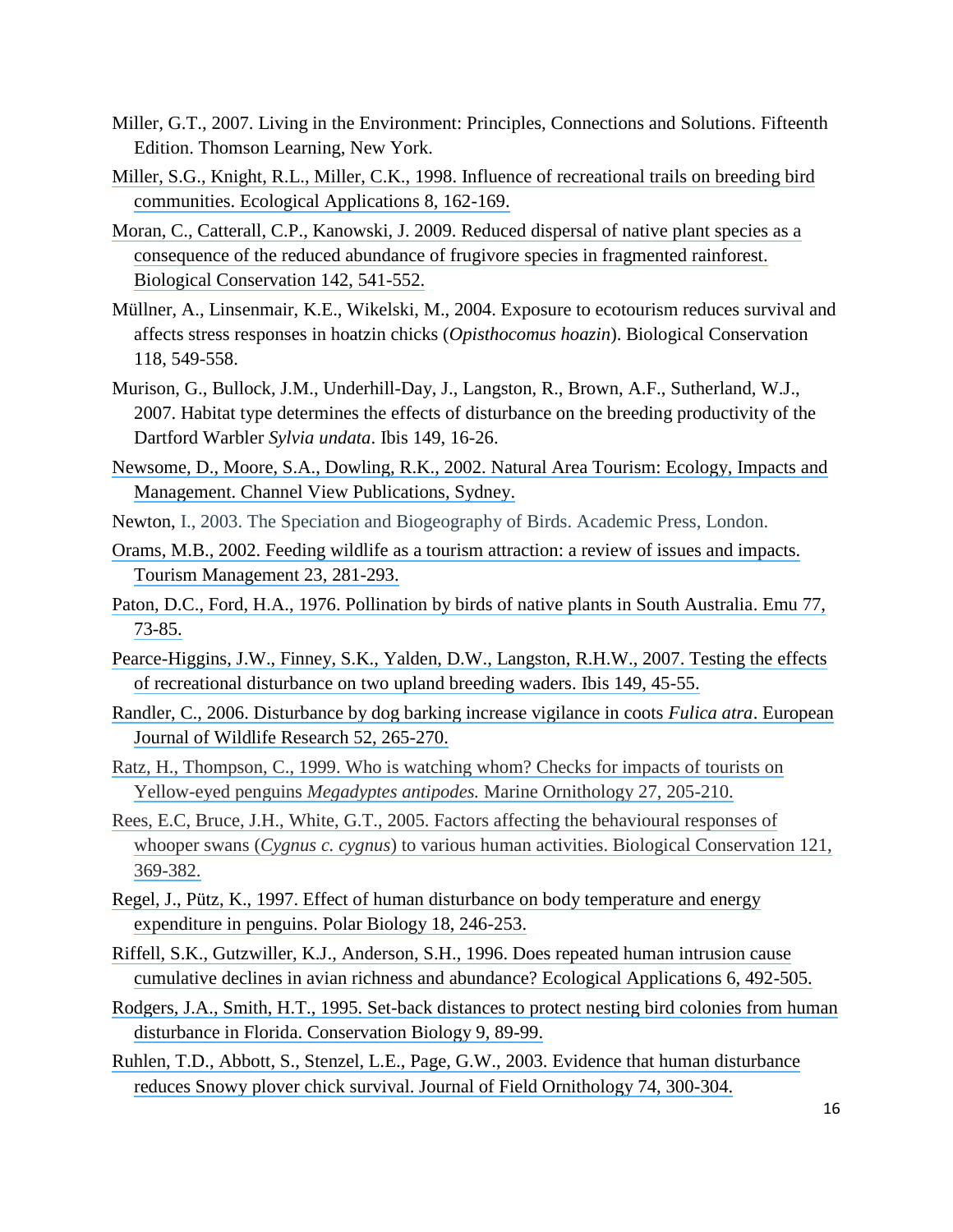Miller, G.T., 2007. Living in the Environment: Principles, Connections and Solutions. Fifteenth Edition. Thomson Learning, New York.

Miller, S.G., Knight, R.L., Miller, C.K., 1998. Influence of recreational trails on breeding bird communities. Ecological Applications 8, 162-169.

Moran, C., Catterall, C.P., Kanowski, J. 2009. Reduced dispersal of native plant species as a consequence of the reduced abundance of frugivore species in fragmented rainforest. Biological Conservation 142, 541-552.

Müllner, A., Linsenmair, K.E., Wikelski, M., 2004. Exposure to ecotourism reduces survival and affects stress responses in hoatzin chicks (*Opisthocomus hoazin*). Biological Conservation 118, 549-558.

Murison, G., Bullock, J.M., Underhill-Day, J., Langston, R., Brown, A.F., Sutherland, W.J., 2007. Habitat type determines the effects of disturbance on the breeding productivity of the Dartford Warbler *Sylvia undata*. Ibis 149, 16-26.

Newsome, D., Moore, S.A., Dowling, R.K., 2002. Natural Area Tourism: Ecology, Impacts and Management. Channel View Publications, Sydney.

Newton, I., 2003. The Speciation and Biogeography of Birds. Academic Press, London.

Orams, M.B., 2002. Feeding wildlife as a tourism attraction: a review of issues and impacts. Tourism Management 23, 281-293.

Paton, D.C., Ford, H.A., 1976. Pollination by birds of native plants in South Australia. Emu 77, 73-85.

Pearce-Higgins, J.W., Finney, S.K., Yalden, D.W., Langston, R.H.W., 2007. Testing the effects of recreational disturbance on two upland breeding waders. Ibis 149, 45-55.

Randler, C., 2006. Disturbance by dog barking increase vigilance in coots *Fulica atra*. European Journal of Wildlife Research 52, 265-270.

Ratz, H., Thompson, C., 1999. Who is watching whom? Checks for impacts of tourists on Yellow-eyed penguins *Megadyptes antipodes.* Marine Ornithology 27, 205-210.

Rees, E.C, Bruce, J.H., White, G.T., 2005. Factors affecting the behavioural responses of whooper swans (*Cygnus c. cygnus*) to various human activities. Biological Conservation 121, 369-382.

Regel, J., Pütz, K., 1997. Effect of human disturbance on body temperature and energy expenditure in penguins. Polar Biology 18, 246-253.

Riffell, S.K., Gutzwiller, K.J., Anderson, S.H., 1996. Does repeated human intrusion cause cumulative declines in avian richness and abundance? Ecological Applications 6, 492-505.

Rodgers, J.A., Smith, H.T., 1995. Set-back distances to protect nesting bird colonies from human disturbance in Florida. Conservation Biology 9, 89-99.

Ruhlen, T.D., Abbott, S., Stenzel, L.E., Page, G.W., 2003. Evidence that human disturbance reduces Snowy plover chick survival. Journal of Field Ornithology 74, 300-304.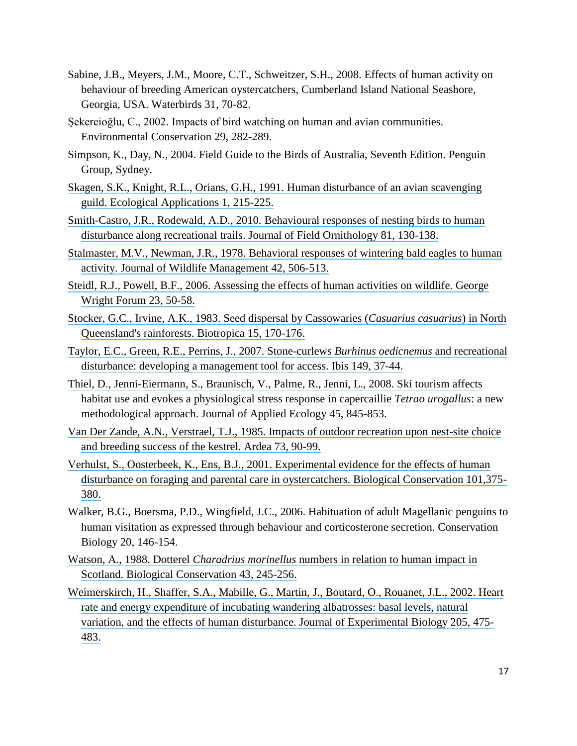Sabine, J.B., Meyers, J.M., Moore, C.T., Schweitzer, S.H., 2008. Effects of human activity on behaviour of breeding American oystercatchers, Cumberland Island National Seashore, Georgia, USA. Waterbirds 31, 70-82.

Şekercioğlu, C., 2002. Impacts of bird watching on human and avian communities. Environmental Conservation 29, 282-289.

Simpson, K., Day, N., 2004. Field Guide to the Birds of Australia, Seventh Edition. Penguin Group, Sydney.

Skagen, S.K., Knight, R.L., Orians, G.H., 1991. Human disturbance of an avian scavenging guild. Ecological Applications 1, 215-225.

Smith-Castro, J.R., Rodewald, A.D., 2010. Behavioural responses of nesting birds to human disturbance along recreational trails. Journal of Field Ornithology 81, 130-138.

Stalmaster, M.V., Newman, J.R., 1978. Behavioral responses of wintering bald eagles to human activity. Journal of Wildlife Management 42, 506-513.

Steidl, R.J., Powell, B.F., 2006. Assessing the effects of human activities on wildlife. George Wright Forum 23, 50-58.

Stocker, G.C., Irvine, A.K., 1983. Seed dispersal by Cassowaries (*Casuarius casuarius*) in North Queensland's rainforests. Biotropica 15, 170-176.

Taylor, E.C., Green, R.E., Perrins, J., 2007. Stone-curlews *Burhinus oedicnemus* and recreational disturbance: developing a management tool for access. Ibis 149, 37-44.

Thiel, D., Jenni-Eiermann, S., Braunisch, V., Palme, R., Jenni, L., 2008. Ski tourism affects habitat use and evokes a physiological stress response in capercaillie *Tetrao urogallus*: a new methodological approach. Journal of Applied Ecology 45, 845-853.

Van Der Zande, A.N., Verstrael, T.J., 1985. Impacts of outdoor recreation upon nest-site choice and breeding success of the kestrel. Ardea 73, 90-99.

Verhulst, S., Oosterbeek, K., Ens, B.J., 2001. Experimental evidence for the effects of human disturbance on foraging and parental care in oystercatchers. Biological Conservation 101,375-380.

Walker, B.G., Boersma, P.D., Wingfield, J.C., 2006. Habituation of adult Magellanic penguins to human visitation as expressed through behaviour and corticosterone secretion. Conservation Biology 20, 146-154.

Watson, A., 1988. Dotterel *Charadrius morinellus* numbers in relation to human impact in Scotland. Biological Conservation 43, 245-256.

Weimerskirch, H., Shaffer, S.A., Mabille, G., Martin, J., Boutard, O., Rouanet, J.L., 2002. Heart rate and energy expenditure of incubating wandering albatrosses: basal levels, natural variation, and the effects of human disturbance. Journal of Experimental Biology 205, 475-483.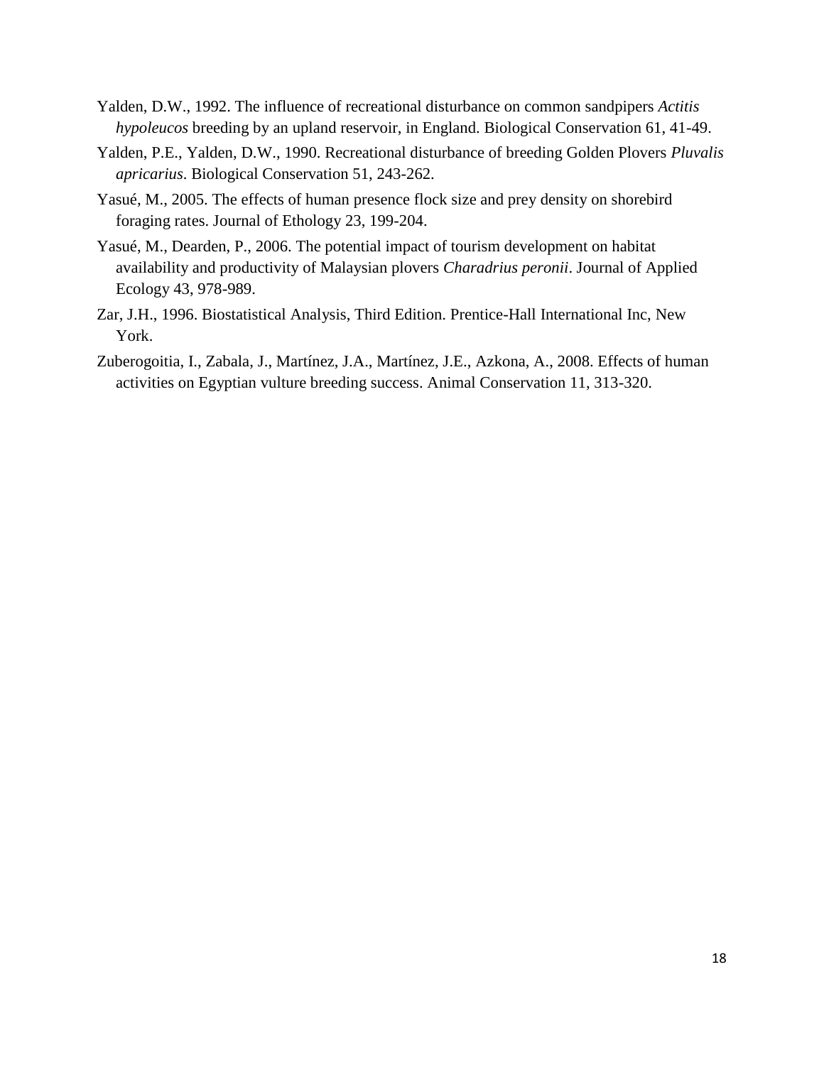Yalden, D.W., 1992. The influence of recreational disturbance on common sandpipers *Actitis hypoleucos* breeding by an upland reservoir, in England. Biological Conservation 61, 41-49.

Yalden, P.E., Yalden, D.W., 1990. Recreational disturbance of breeding Golden Plovers *Pluvalis apricarius*. Biological Conservation 51, 243-262.

Yasué, M., 2005. The effects of human presence flock size and prey density on shorebird foraging rates. Journal of Ethology 23, 199-204.

Yasué, M., Dearden, P., 2006. The potential impact of tourism development on habitat availability and productivity of Malaysian plovers *Charadrius peronii*. Journal of Applied Ecology 43, 978-989.

Zar, J.H., 1996. Biostatistical Analysis, Third Edition. Prentice-Hall International Inc, New York.

Zuberogoitia, I., Zabala, J., Martínez, J.A., Martínez, J.E., Azkona, A., 2008. Effects of human activities on Egyptian vulture breeding success. Animal Conservation 11, 313-320.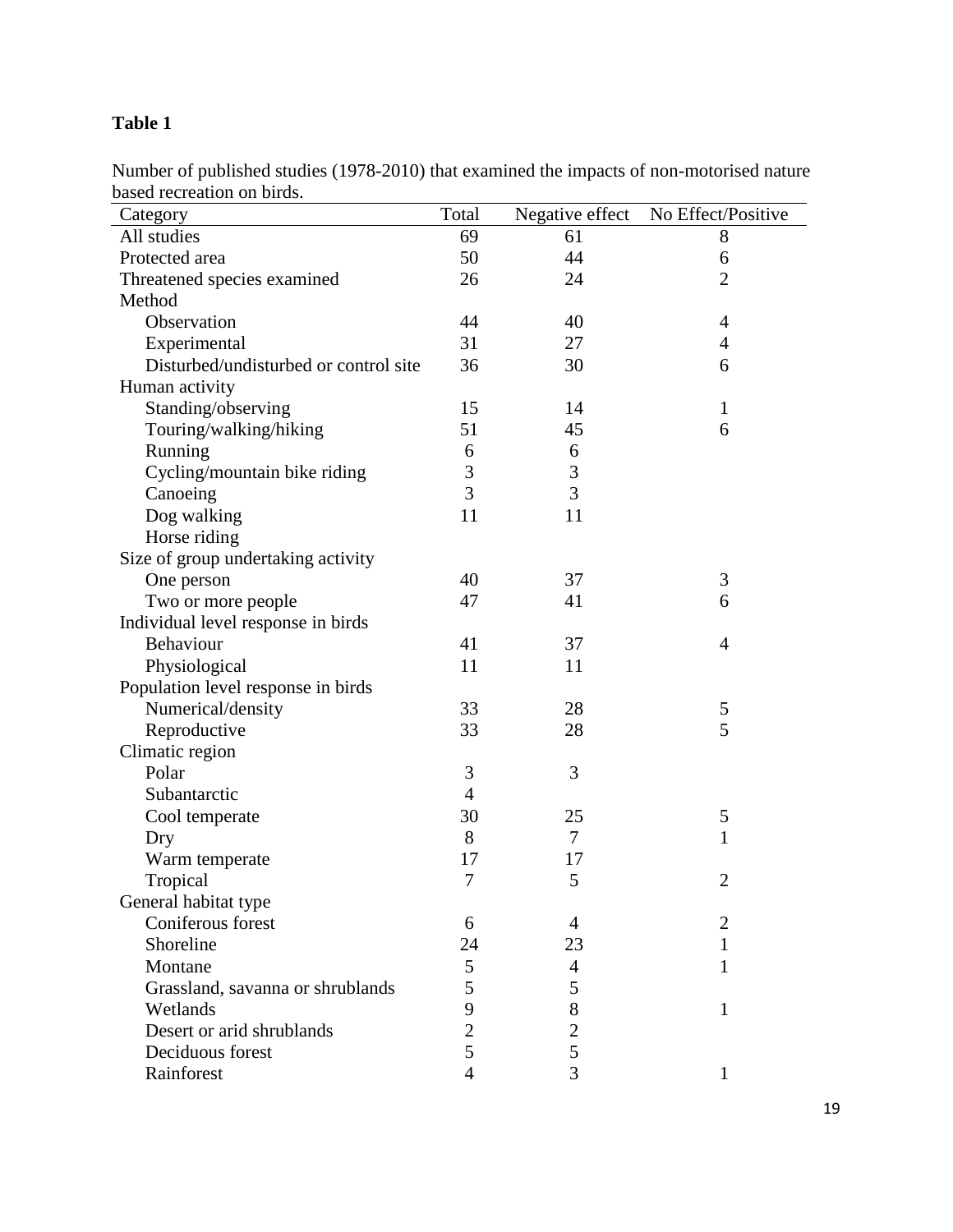**Table 1**

Number of published studies (1978-2010) that examined the impacts of non-motorised nature based recreation on birds.

| Category | Total | Negative effect | No Effect/Positive |
|---|---|---|---|
| All studies | 69 | 61 | 8 |
| Protected area | 50 | 44 | 6 |
| Threatened species examined | 26 | 24 | 2 |
| Method | | | |
| Observation | 44 | 40 | 4 |
| Experimental | 31 | 27 | 4 |
| Disturbed/undisturbed or control site | 36 | 30 | 6 |
| Human activity | | | |
| Standing/observing | 15 | 14 | 1 |
| Touring/walking/hiking | 51 | 45 | 6 |
| Running | 6 | 6 | |
| Cycling/mountain bike riding | 3 | 3 | |
| Canoeing | 3 | 3 | |
| Dog walking | 11 | 11 | |
| Horse riding | | | |
| Size of group undertaking activity | | | |
| One person | 40 | 37 | 3 |
| Two or more people | 47 | 41 | 6 |
| Individual level response in birds | | | |
| Behaviour | 41 | 37 | 4 |
| Physiological | 11 | 11 | |
| Population level response in birds | | | |
| Numerical/density | 33 | 28 | 5 |
| Reproductive | 33 | 28 | 5 |
| Climatic region | | | |
| Polar | 3 | 3 | |
| Subantarctic | 4 | | |
| Cool temperate | 30 | 25 | 5 |
| Dry | 8 | 7 | 1 |
| Warm temperate | 17 | 17 | |
| Tropical | 7 | 5 | 2 |
| General habitat type | | | |
| Coniferous forest | 6 | 4 | 2 |
| Shoreline | 24 | 23 | 1 |
| Montane | 5 | 4 | 1 |
| Grassland, savanna or shrublands | 5 | 5 | |
| Wetlands | 9 | 8 | 1 |
| Desert or arid shrublands | 2 | 2 | |
| Deciduous forest | 5 | 5 | |
| Rainforest | 4 | 3 | 1 |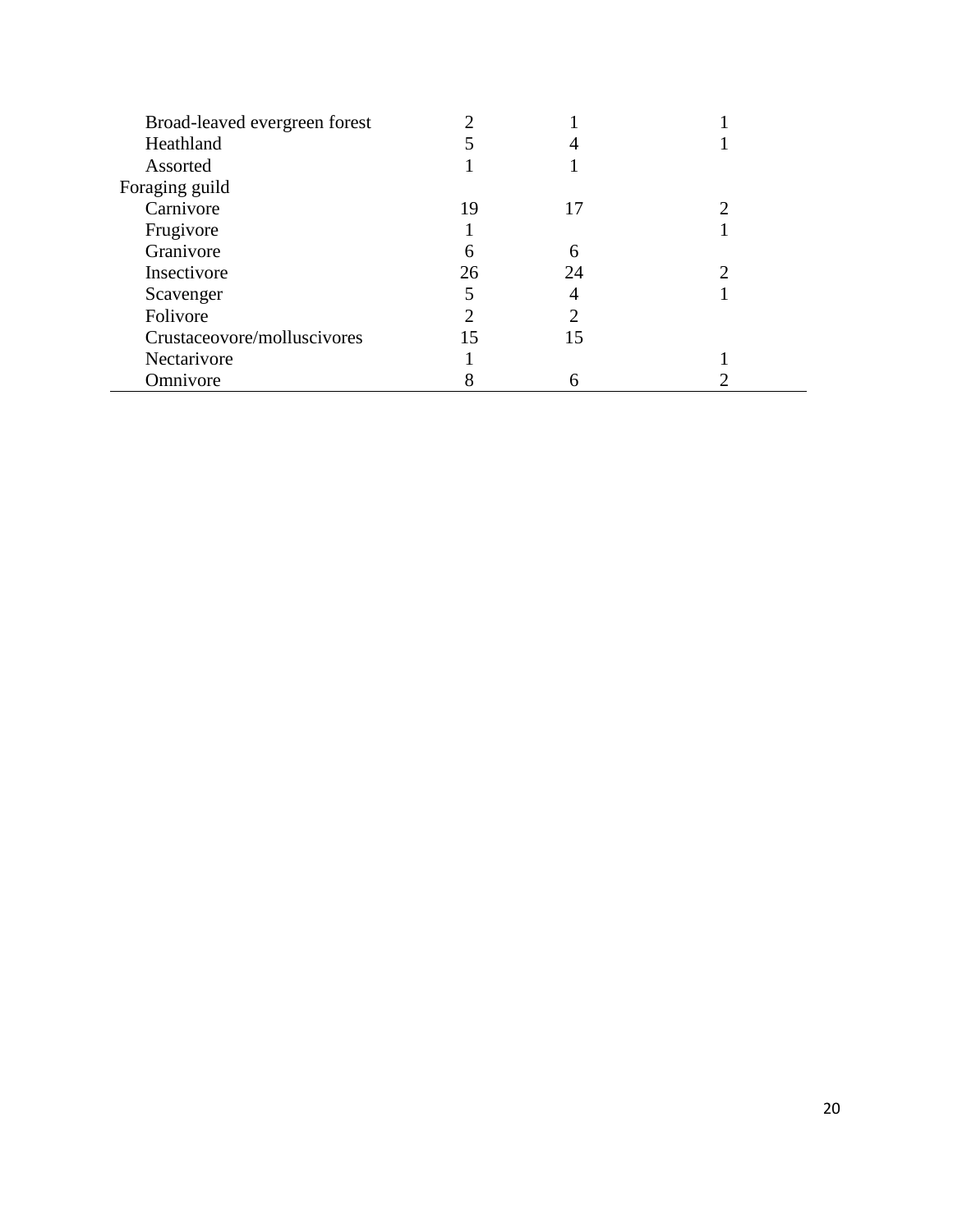| | | | |
|---|---|---|---|
| Broad-leaved evergreen forest | 2 | 1 | 1 |
| Heathland | 5 | 4 | 1 |
| Assorted | 1 | 1 | |
| Foraging guild | | | |
| Carnivore | 19 | 17 | 2 |
| Frugivore | 1 | | 1 |
| Granivore | 6 | 6 | |
| Insectivore | 26 | 24 | 2 |
| Scavenger | 5 | 4 | 1 |
| Folivore | 2 | 2 | |
| Crustaceovore/molluscivores | 15 | 15 | |
| Nectarivore | 1 | | 1 |
| Omnivore | 8 | 6 | 2 |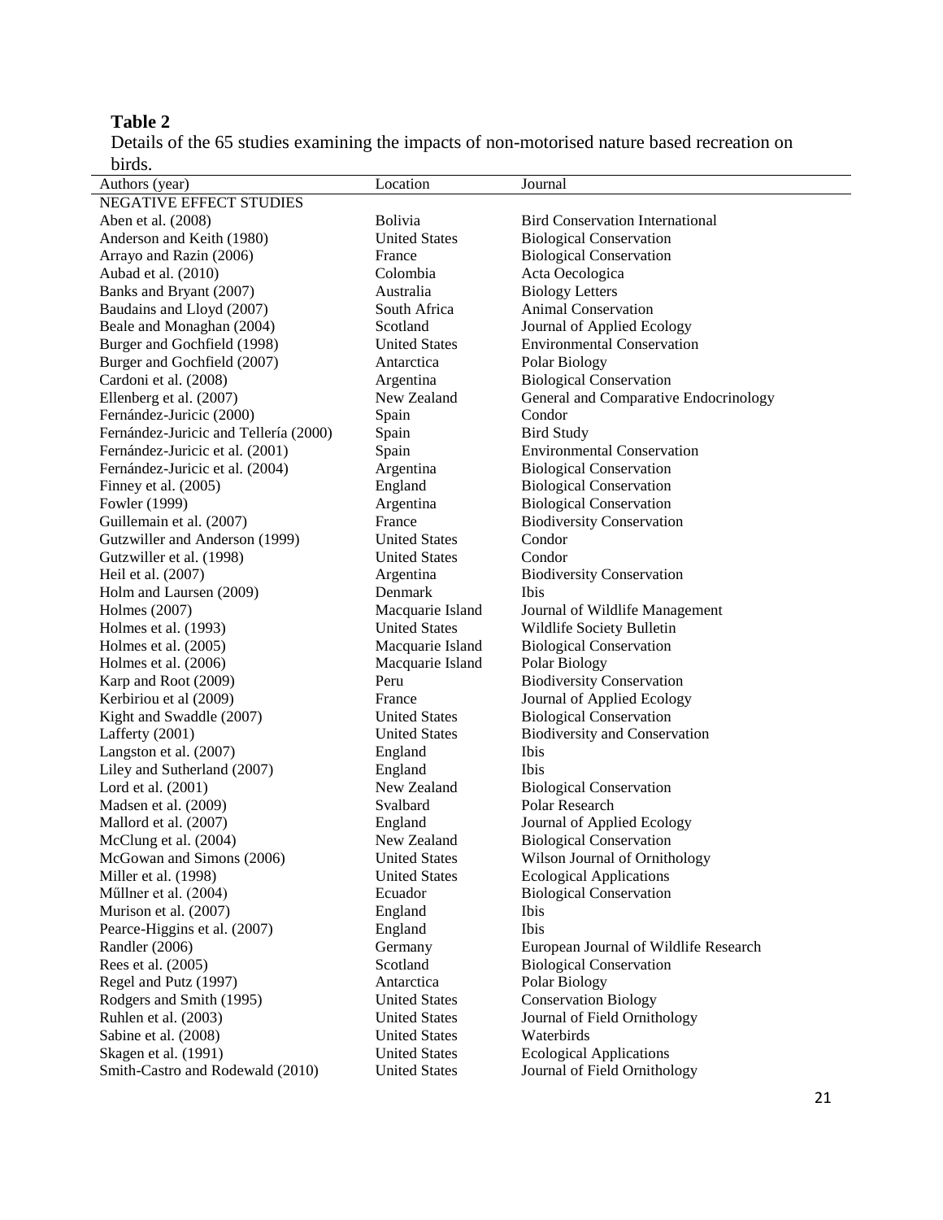**Table 2**

Details of the 65 studies examining the impacts of non-motorised nature based recreation on birds.

| Authors (year) | Location | Journal |
|---|---|---|
| NEGATIVE EFFECT STUDIES | | |
| Aben et al. (2008) | Bolivia | Bird Conservation International |
| Anderson and Keith (1980) | United States | Biological Conservation |
| Arrayo and Razin (2006) | France | Biological Conservation |
| Aubad et al. (2010) | Colombia | Acta Oecologica |
| Banks and Bryant (2007) | Australia | Biology Letters |
| Baudains and Lloyd (2007) | South Africa | Animal Conservation |
| Beale and Monaghan (2004) | Scotland | Journal of Applied Ecology |
| Burger and Gochfield (1998) | United States | Environmental Conservation |
| Burger and Gochfield (2007) | Antarctica | Polar Biology |
| Cardoni et al. (2008) | Argentina | Biological Conservation |
| Ellenberg et al. (2007) | New Zealand | General and Comparative Endocrinology |
| Fernández-Juricic (2000) | Spain | Condor |
| Fernández-Juricic and Tellería (2000) | Spain | Bird Study |
| Fernández-Juricic et al. (2001) | Spain | Environmental Conservation |
| Fernández-Juricic et al. (2004) | Argentina | Biological Conservation |
| Finney et al. (2005) | England | Biological Conservation |
| Fowler (1999) | Argentina | Biological Conservation |
| Guillemain et al. (2007) | France | Biodiversity Conservation |
| Gutzwiller and Anderson (1999) | United States | Condor |
| Gutzwiller et al. (1998) | United States | Condor |
| Heil et al. (2007) | Argentina | Biodiversity Conservation |
| Holm and Laursen (2009) | Denmark | Ibis |
| Holmes (2007) | Macquarie Island | Journal of Wildlife Management |
| Holmes et al. (1993) | United States | Wildlife Society Bulletin |
| Holmes et al. (2005) | Macquarie Island | Biological Conservation |
| Holmes et al. (2006) | Macquarie Island | Polar Biology |
| Karp and Root (2009) | Peru | Biodiversity Conservation |
| Kerbiriou et al (2009) | France | Journal of Applied Ecology |
| Kight and Swaddle (2007) | United States | Biological Conservation |
| Lafferty (2001) | United States | Biodiversity and Conservation |
| Langston et al. (2007) | England | Ibis |
| Liley and Sutherland (2007) | England | Ibis |
| Lord et al. (2001) | New Zealand | Biological Conservation |
| Madsen et al. (2009) | Svalbard | Polar Research |
| Mallord et al. (2007) | England | Journal of Applied Ecology |
| McClung et al. (2004) | New Zealand | Biological Conservation |
| McGowan and Simons (2006) | United States | Wilson Journal of Ornithology |
| Miller et al. (1998) | United States | Ecological Applications |
| Műllner et al. (2004) | Ecuador | Biological Conservation |
| Murison et al. (2007) | England | Ibis |
| Pearce-Higgins et al. (2007) | England | Ibis |
| Randler (2006) | Germany | European Journal of Wildlife Research |
| Rees et al. (2005) | Scotland | Biological Conservation |
| Regel and Putz (1997) | Antarctica | Polar Biology |
| Rodgers and Smith (1995) | United States | Conservation Biology |
| Ruhlen et al. (2003) | United States | Journal of Field Ornithology |
| Sabine et al. (2008) | United States | Waterbirds |
| Skagen et al. (1991) | United States | Ecological Applications |
| Smith-Castro and Rodewald (2010) | United States | Journal of Field Ornithology |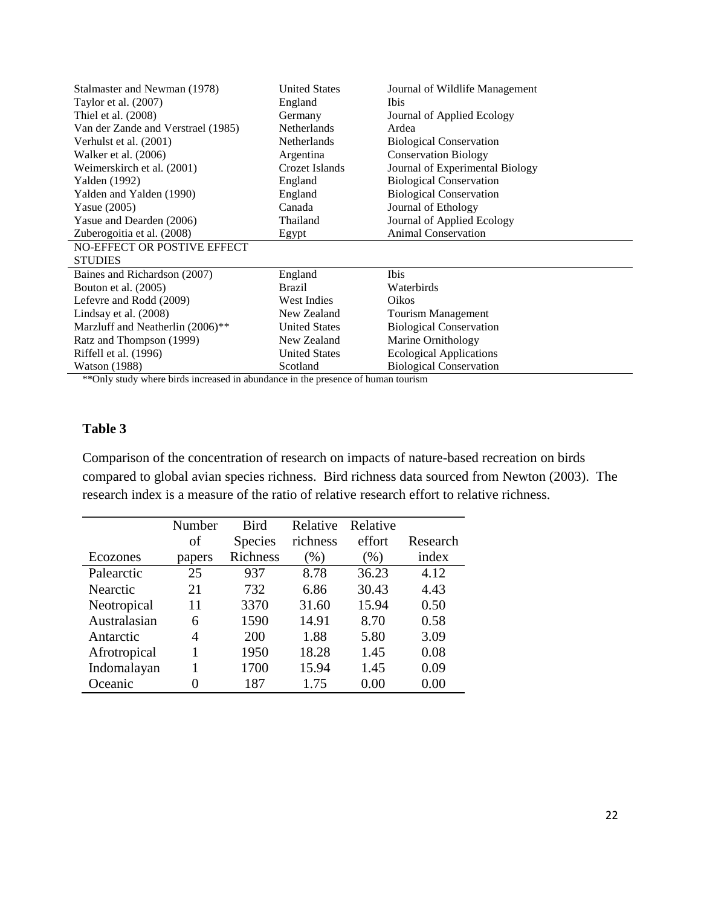| | | |
|---|---|---|
| Stalmaster and Newman (1978) | United States | Journal of Wildlife Management |
| Taylor et al. (2007) | England | Ibis |
| Thiel et al. (2008) | Germany | Journal of Applied Ecology |
| Van der Zande and Verstrael (1985) | Netherlands | Ardea |
| Verhulst et al. (2001) | Netherlands | Biological Conservation |
| Walker et al. (2006) | Argentina | Conservation Biology |
| Weimerskirch et al. (2001) | Crozet Islands | Journal of Experimental Biology |
| Yalden (1992) | England | Biological Conservation |
| Yalden and Yalden (1990) | England | Biological Conservation |
| Yasue (2005) | Canada | Journal of Ethology |
| Yasue and Dearden (2006) | Thailand | Journal of Applied Ecology |
| Zuberogoitia et al. (2008) | Egypt | Animal Conservation |
| NO-EFFECT OR POSTIVE EFFECT STUDIES | | |
| Baines and Richardson (2007) | England | Ibis |
| Bouton et al. (2005) | Brazil | Waterbirds |
| Lefevre and Rodd (2009) | West Indies | Oikos |
| Lindsay et al. (2008) | New Zealand | Tourism Management |
| Marzluff and Neatherlin (2006)** | United States | Biological Conservation |
| Ratz and Thompson (1999) | New Zealand | Marine Ornithology |
| Riffell et al. (1996) | United States | Ecological Applications |
| Watson (1988) | Scotland | Biological Conservation |

**Only study where birds increased in abundance in the presence of human tourism

**Table 3**

Comparison of the concentration of research on impacts of nature-based recreation on birds compared to global avian species richness. Bird richness data sourced from Newton (2003). The research index is a measure of the ratio of relative research effort to relative richness.

| Ecozones | Number of papers | Bird Species Richness | Relative richness (%) | Relative effort (%) | Research index |
|---|---|---|---|---|---|
| Palearctic | 25 | 937 | 8.78 | 36.23 | 4.12 |
| Nearctic | 21 | 732 | 6.86 | 30.43 | 4.43 |
| Neotropical | 11 | 3370 | 31.60 | 15.94 | 0.50 |
| Australasian | 6 | 1590 | 14.91 | 8.70 | 0.58 |
| Antarctic | 4 | 200 | 1.88 | 5.80 | 3.09 |
| Afrotropical | 1 | 1950 | 18.28 | 1.45 | 0.08 |
| Indomalayan | 1 | 1700 | 15.94 | 1.45 | 0.09 |
| Oceanic | 0 | 187 | 1.75 | 0.00 | 0.00 |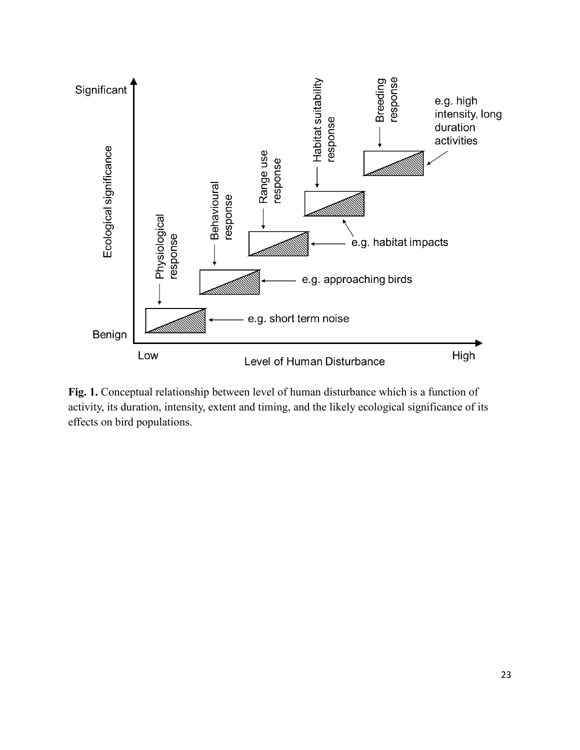**Fig. 1.** Conceptual relationship between level of human disturbance which is a function of activity, its duration, intensity, extent and timing, and the likely ecological significance of its effects on bird populations.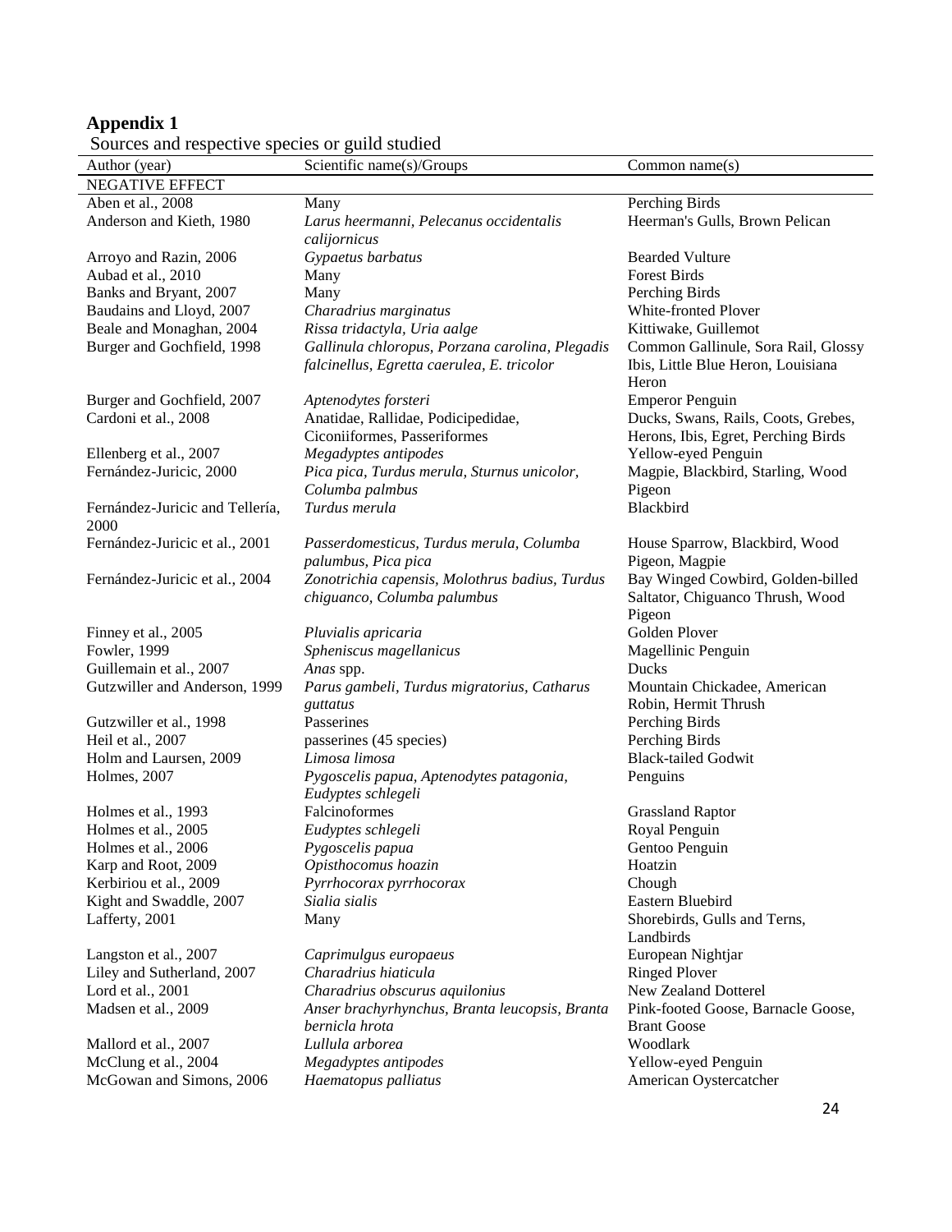**Appendix 1**

Sources and respective species or guild studied

| Author (year) | Scientific name(s)/Groups | Common name(s) |
|---|---|---|
| NEGATIVE EFFECT | | |
| Aben et al., 2008 | Many | Perching Birds |
| Anderson and Kieth, 1980 | *Larus heermanni, Pelecanus occidentalis calijornicus* | Heerman's Gulls, Brown Pelican |
| Arroyo and Razin, 2006 | *Gypaetus barbatus* | Bearded Vulture |
| Aubad et al., 2010 | Many | Forest Birds |
| Banks and Bryant, 2007 | Many | Perching Birds |
| Baudains and Lloyd, 2007 | *Charadrius marginatus* | White-fronted Plover |
| Beale and Monaghan, 2004 | *Rissa tridactyla, Uria aalge* | Kittiwake, Guillemot |
| Burger and Gochfield, 1998 | *Gallinula chloropus, Porzana carolina, Plegadis falcinellus, Egretta caerulea, E. tricolor* | Common Gallinule, Sora Rail, Glossy Ibis, Little Blue Heron, Louisiana Heron |
| Burger and Gochfield, 2007 | *Aptenodytes forsteri* | Emperor Penguin |
| Cardoni et al., 2008 | Anatidae, Rallidae, Podicipedidae, Ciconiiformes, Passeriformes | Ducks, Swans, Rails, Coots, Grebes, Herons, Ibis, Egret, Perching Birds |
| Ellenberg et al., 2007 | *Megadyptes antipodes* | Yellow-eyed Penguin |
| Fernández-Juricic, 2000 | *Pica pica, Turdus merula, Sturnus unicolor, Columba palmbus* | Magpie, Blackbird, Starling, Wood Pigeon |
| Fernández-Juricic and Tellería, 2000 | *Turdus merula* | Blackbird |
| Fernández-Juricic et al., 2001 | *Passerdomesticus, Turdus merula, Columba palumbus, Pica pica* | House Sparrow, Blackbird, Wood Pigeon, Magpie |
| Fernández-Juricic et al., 2004 | *Zonotrichia capensis, Molothrus badius, Turdus chiguanco, Columba palumbus* | Bay Winged Cowbird, Golden-billed Saltator, Chiguanco Thrush, Wood Pigeon |
| Finney et al., 2005 | *Pluvialis apricaria* | Golden Plover |
| Fowler, 1999 | *Spheniscus magellanicus* | Magellinic Penguin |
| Guillemain et al., 2007 | *Anas* spp. | Ducks |
| Gutzwiller and Anderson, 1999 | *Parus gambeli, Turdus migratorius, Catharus guttatus* | Mountain Chickadee, American Robin, Hermit Thrush |
| Gutzwiller et al., 1998 | Passerines | Perching Birds |
| Heil et al., 2007 | passerines (45 species) | Perching Birds |
| Holm and Laursen, 2009 | *Limosa limosa* | Black-tailed Godwit |
| Holmes, 2007 | *Pygoscelis papua, Aptenodytes patagonia, Eudyptes schlegeli* | Penguins |
| Holmes et al., 1993 | Falcinoformes | Grassland Raptor |
| Holmes et al., 2005 | *Eudyptes schlegeli* | Royal Penguin |
| Holmes et al., 2006 | *Pygoscelis papua* | Gentoo Penguin |
| Karp and Root, 2009 | *Opisthocomus hoazin* | Hoatzin |
| Kerbiriou et al., 2009 | *Pyrrhocorax pyrrhocorax* | Chough |
| Kight and Swaddle, 2007 | *Sialia sialis* | Eastern Bluebird |
| Lafferty, 2001 | Many | Shorebirds, Gulls and Terns, Landbirds |
| Langston et al., 2007 | *Caprimulgus europaeus* | European Nightjar |
| Liley and Sutherland, 2007 | *Charadrius hiaticula* | Ringed Plover |
| Lord et al., 2001 | *Charadrius obscurus aquilonius* | New Zealand Dotterel |
| Madsen et al., 2009 | *Anser brachyrhynchus, Branta leucopsis, Branta bernicla hrota* | Pink-footed Goose, Barnacle Goose, Brant Goose |
| Mallord et al., 2007 | *Lullula arborea* | Woodlark |
| McClung et al., 2004 | *Megadyptes antipodes* | Yellow-eyed Penguin |
| McGowan and Simons, 2006 | *Haematopus palliatus* | American Oystercatcher |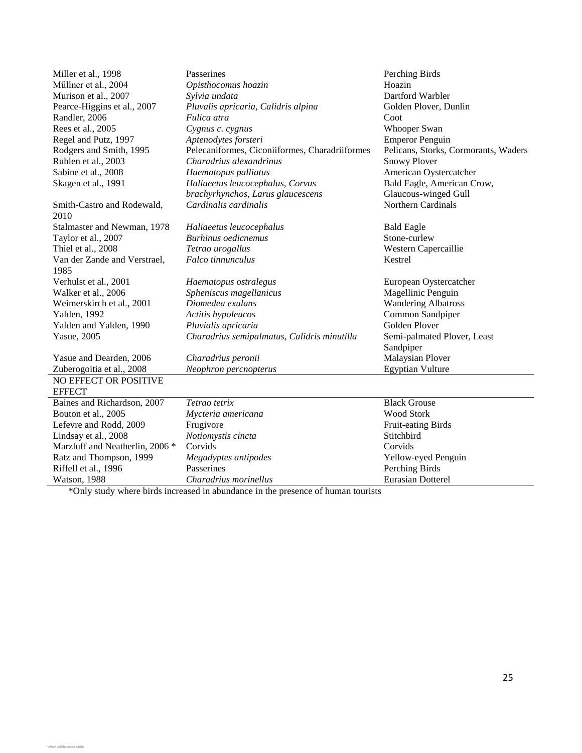| | | |
|---|---|---|
| Miller et al., 1998 | Passerines | Perching Birds |
| Műllner et al., 2004 | *Opisthocomus hoazin* | Hoazin |
| Murison et al., 2007 | *Sylvia undata* | Dartford Warbler |
| Pearce-Higgins et al., 2007 | *Pluvalis apricaria, Calidris alpina* | Golden Plover, Dunlin |
| Randler, 2006 | *Fulica atra* | Coot |
| Rees et al., 2005 | *Cygnus c. cygnus* | Whooper Swan |
| Regel and Putz, 1997 | *Aptenodytes forsteri* | Emperor Penguin |
| Rodgers and Smith, 1995 | Pelecaniformes, Ciconiiformes, Charadriiformes | Pelicans, Storks, Cormorants, Waders |
| Ruhlen et al., 2003 | *Charadrius alexandrinus* | Snowy Plover |
| Sabine et al., 2008 | *Haematopus palliatus* | American Oystercatcher |
| Skagen et al., 1991 | *Haliaeetus leucocephalus, Corvus brachyrhynchos, Larus glaucescens* | Bald Eagle, American Crow, Glaucous-winged Gull |
| Smith-Castro and Rodewald, 2010 | *Cardinalis cardinalis* | Northern Cardinals |
| Stalmaster and Newman, 1978 | *Haliaeetus leucocephalus* | Bald Eagle |
| Taylor et al., 2007 | *Burhinus oedicnemus* | Stone-curlew |
| Thiel et al., 2008 | *Tetrao urogallus* | Western Capercaillie |
| Van der Zande and Verstrael, 1985 | *Falco tinnunculus* | Kestrel |
| Verhulst et al., 2001 | *Haematopus ostralegus* | European Oystercatcher |
| Walker et al., 2006 | *Spheniscus magellanicus* | Magellinic Penguin |
| Weimerskirch et al., 2001 | *Diomedea exulans* | Wandering Albatross |
| Yalden, 1992 | *Actitis hypoleucos* | Common Sandpiper |
| Yalden and Yalden, 1990 | *Pluvialis apricaria* | Golden Plover |
| Yasue, 2005 | *Charadrius semipalmatus, Calidris minutilla* | Semi-palmated Plover, Least Sandpiper |
| Yasue and Dearden, 2006 | *Charadrius peronii* | Malaysian Plover |
| Zuberogoitia et al., 2008 | *Neophron percnopterus* | Egyptian Vulture |
| NO EFFECT OR POSITIVE EFFECT | | |
| Baines and Richardson, 2007 | *Tetrao tetrix* | Black Grouse |
| Bouton et al., 2005 | *Mycteria americana* | Wood Stork |
| Lefevre and Rodd, 2009 | Frugivore | Fruit-eating Birds |
| Lindsay et al., 2008 | *Notiomystis cincta* | Stitchbird |
| Marzluff and Neatherlin, 2006 * | Corvids | Corvids |
| Ratz and Thompson, 1999 | *Megadyptes antipodes* | Yellow-eyed Penguin |
| Riffell et al., 1996 | Passerines | Perching Birds |
| Watson, 1988 | *Charadrius morinellus* | Eurasian Dotterel |

*Only study where birds increased in abundance in the presence of human tourists